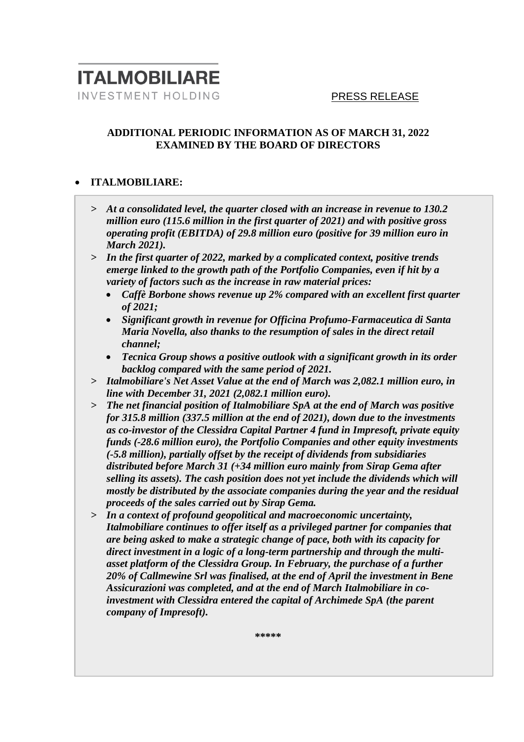**ITALMOBILIARE**
INVESTMENT HOLDING

PRESS RELEASE

## ADDITIONAL PERIODIC INFORMATION AS OF MARCH 31, 2022 EXAMINED BY THE BOARD OF DIRECTORS

- **ITALMOBILIARE:**

> ***At a consolidated level, the quarter closed with an increase in revenue to 130.2 million euro (115.6 million in the first quarter of 2021) and with positive gross operating profit (EBITDA) of 29.8 million euro (positive for 39 million euro in March 2021).***
>
> ***In the first quarter of 2022, marked by a complicated context, positive trends emerge linked to the growth path of the Portfolio Companies, even if hit by a variety of factors such as the increase in raw material prices:***
> - ***Caffè Borbone shows revenue up 2% compared with an excellent first quarter of 2021;***
> - ***Significant growth in revenue for Officina Profumo-Farmaceutica di Santa Maria Novella, also thanks to the resumption of sales in the direct retail channel;***
> - ***Tecnica Group shows a positive outlook with a significant growth in its order backlog compared with the same period of 2021.***
>
> ***Italmobiliare's Net Asset Value at the end of March was 2,082.1 million euro, in line with December 31, 2021 (2,082.1 million euro).***
>
> ***The net financial position of Italmobiliare SpA at the end of March was positive for 315.8 million (337.5 million at the end of 2021), down due to the investments as co-investor of the Clessidra Capital Partner 4 fund in Impresoft, private equity funds (-28.6 million euro), the Portfolio Companies and other equity investments (-5.8 million), partially offset by the receipt of dividends from subsidiaries distributed before March 31 (+34 million euro mainly from Sirap Gema after selling its assets). The cash position does not yet include the dividends which will mostly be distributed by the associate companies during the year and the residual proceeds of the sales carried out by Sirap Gema.***
>
> ***In a context of profound geopolitical and macroeconomic uncertainty, Italmobiliare continues to offer itself as a privileged partner for companies that are being asked to make a strategic change of pace, both with its capacity for direct investment in a logic of a long-term partnership and through the multi-asset platform of the Clessidra Group. In February, the purchase of a further 20% of Callmewine Srl was finalised, at the end of April the investment in Bene Assicurazioni was completed, and at the end of March Italmobiliare in co-investment with Clessidra entered the capital of Archimede SpA (the parent company of Impresoft).***

*****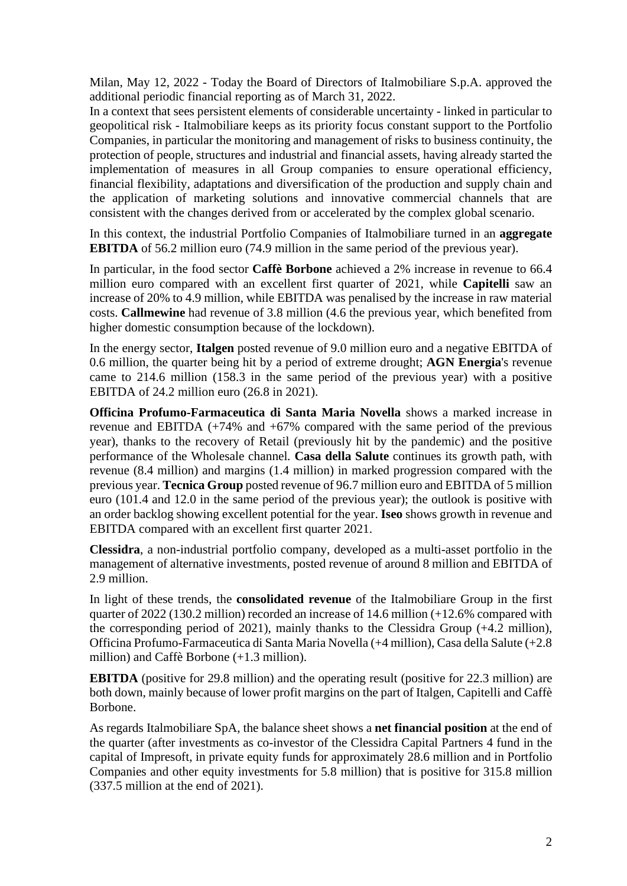Milan, May 12, 2022 - Today the Board of Directors of Italmobiliare S.p.A. approved the additional periodic financial reporting as of March 31, 2022.

In a context that sees persistent elements of considerable uncertainty - linked in particular to geopolitical risk - Italmobiliare keeps as its priority focus constant support to the Portfolio Companies, in particular the monitoring and management of risks to business continuity, the protection of people, structures and industrial and financial assets, having already started the implementation of measures in all Group companies to ensure operational efficiency, financial flexibility, adaptations and diversification of the production and supply chain and the application of marketing solutions and innovative commercial channels that are consistent with the changes derived from or accelerated by the complex global scenario.

In this context, the industrial Portfolio Companies of Italmobiliare turned in an **aggregate EBITDA** of 56.2 million euro (74.9 million in the same period of the previous year).

In particular, in the food sector **Caffè Borbone** achieved a 2% increase in revenue to 66.4 million euro compared with an excellent first quarter of 2021, while **Capitelli** saw an increase of 20% to 4.9 million, while EBITDA was penalised by the increase in raw material costs. **Callmewine** had revenue of 3.8 million (4.6 the previous year, which benefited from higher domestic consumption because of the lockdown).

In the energy sector, **Italgen** posted revenue of 9.0 million euro and a negative EBITDA of 0.6 million, the quarter being hit by a period of extreme drought; **AGN Energia**'s revenue came to 214.6 million (158.3 in the same period of the previous year) with a positive EBITDA of 24.2 million euro (26.8 in 2021).

**Officina Profumo-Farmaceutica di Santa Maria Novella** shows a marked increase in revenue and EBITDA (+74% and +67% compared with the same period of the previous year), thanks to the recovery of Retail (previously hit by the pandemic) and the positive performance of the Wholesale channel. **Casa della Salute** continues its growth path, with revenue (8.4 million) and margins (1.4 million) in marked progression compared with the previous year. **Tecnica Group** posted revenue of 96.7 million euro and EBITDA of 5 million euro (101.4 and 12.0 in the same period of the previous year); the outlook is positive with an order backlog showing excellent potential for the year. **Iseo** shows growth in revenue and EBITDA compared with an excellent first quarter 2021.

**Clessidra**, a non-industrial portfolio company, developed as a multi-asset portfolio in the management of alternative investments, posted revenue of around 8 million and EBITDA of 2.9 million.

In light of these trends, the **consolidated revenue** of the Italmobiliare Group in the first quarter of 2022 (130.2 million) recorded an increase of 14.6 million (+12.6% compared with the corresponding period of 2021), mainly thanks to the Clessidra Group (+4.2 million), Officina Profumo-Farmaceutica di Santa Maria Novella (+4 million), Casa della Salute (+2.8 million) and Caffè Borbone (+1.3 million).

**EBITDA** (positive for 29.8 million) and the operating result (positive for 22.3 million) are both down, mainly because of lower profit margins on the part of Italgen, Capitelli and Caffè Borbone.

As regards Italmobiliare SpA, the balance sheet shows a **net financial position** at the end of the quarter (after investments as co-investor of the Clessidra Capital Partners 4 fund in the capital of Impresoft, in private equity funds for approximately 28.6 million and in Portfolio Companies and other equity investments for 5.8 million) that is positive for 315.8 million (337.5 million at the end of 2021).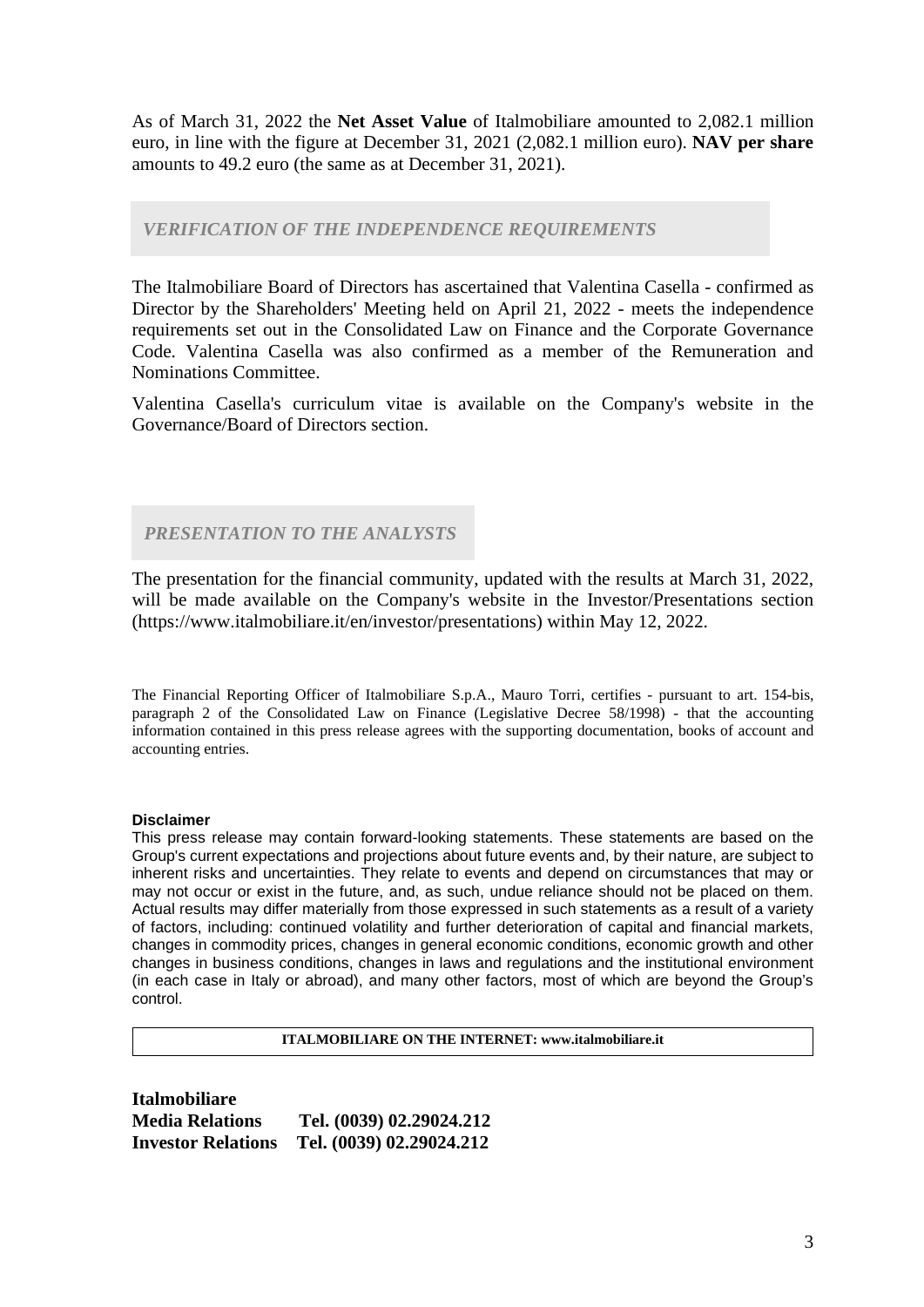As of March 31, 2022 the **Net Asset Value** of Italmobiliare amounted to 2,082.1 million euro, in line with the figure at December 31, 2021 (2,082.1 million euro). **NAV per share** amounts to 49.2 euro (the same as at December 31, 2021).

## *VERIFICATION OF THE INDEPENDENCE REQUIREMENTS*

The Italmobiliare Board of Directors has ascertained that Valentina Casella - confirmed as Director by the Shareholders' Meeting held on April 21, 2022 - meets the independence requirements set out in the Consolidated Law on Finance and the Corporate Governance Code. Valentina Casella was also confirmed as a member of the Remuneration and Nominations Committee.

Valentina Casella's curriculum vitae is available on the Company's website in the Governance/Board of Directors section.

## *PRESENTATION TO THE ANALYSTS*

The presentation for the financial community, updated with the results at March 31, 2022, will be made available on the Company's website in the Investor/Presentations section (https://www.italmobiliare.it/en/investor/presentations) within May 12, 2022.

The Financial Reporting Officer of Italmobiliare S.p.A., Mauro Torri, certifies - pursuant to art. 154-bis, paragraph 2 of the Consolidated Law on Finance (Legislative Decree 58/1998) - that the accounting information contained in this press release agrees with the supporting documentation, books of account and accounting entries.

**Disclaimer**

This press release may contain forward-looking statements. These statements are based on the Group's current expectations and projections about future events and, by their nature, are subject to inherent risks and uncertainties. They relate to events and depend on circumstances that may or may not occur or exist in the future, and, as such, undue reliance should not be placed on them. Actual results may differ materially from those expressed in such statements as a result of a variety of factors, including: continued volatility and further deterioration of capital and financial markets, changes in commodity prices, changes in general economic conditions, economic growth and other changes in business conditions, changes in laws and regulations and the institutional environment (in each case in Italy or abroad), and many other factors, most of which are beyond the Group's control.

**ITALMOBILIARE ON THE INTERNET: www.italmobiliare.it**

**Italmobiliare**
**Media Relations Tel. (0039) 02.29024.212**
**Investor Relations Tel. (0039) 02.29024.212**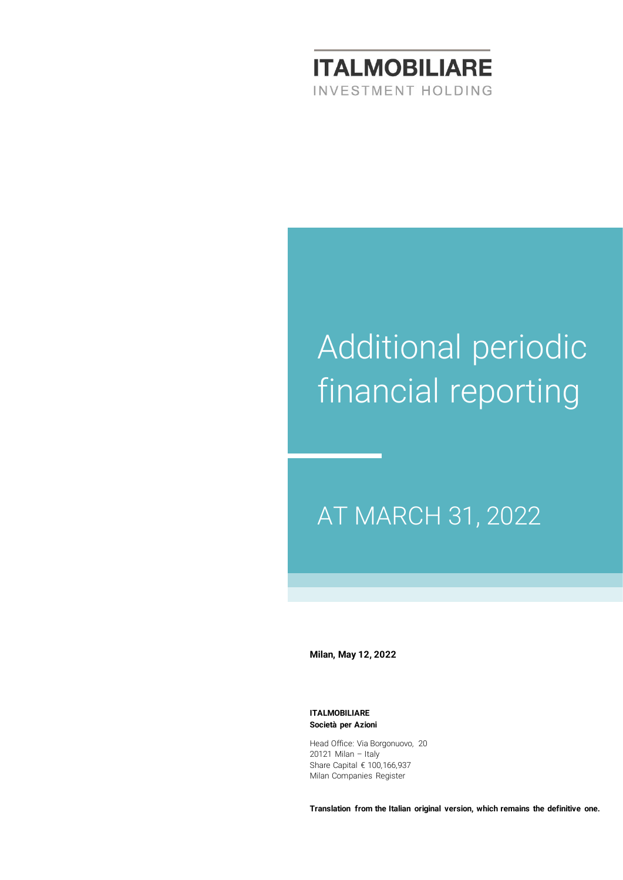**ITALMOBILIARE**
INVESTMENT HOLDING

# Additional periodic financial reporting

## AT MARCH 31, 2022

**Milan, May 12, 2022**

**ITALMOBILIARE**
**Società per Azioni**

Head Office: Via Borgonuovo, 20
20121 Milan – Italy
Share Capital € 100,166,937
Milan Companies Register

**Translation from the Italian original version, which remains the definitive one.**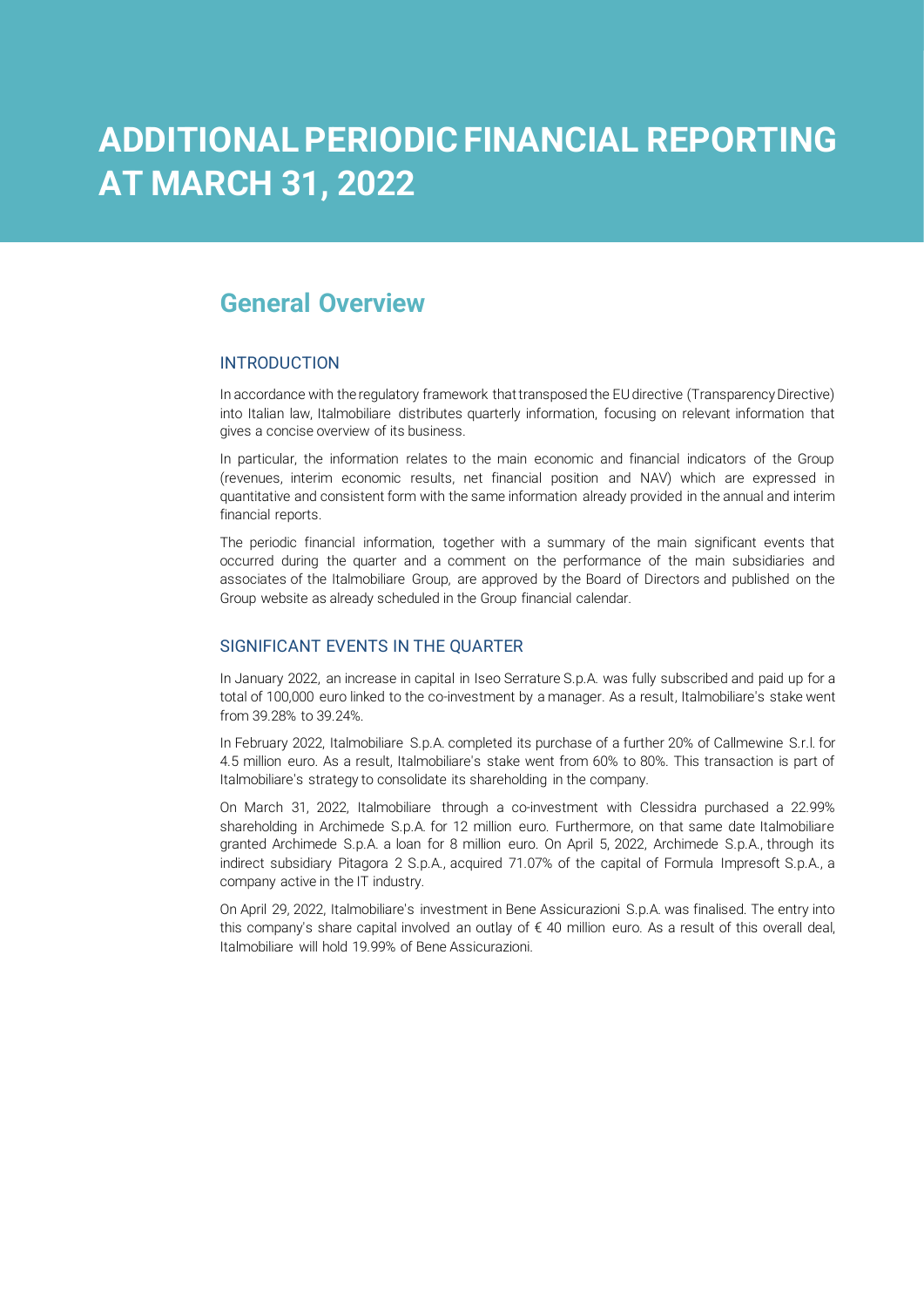# ADDITIONAL PERIODIC FINANCIAL REPORTING AT MARCH 31, 2022

## General Overview

### INTRODUCTION

In accordance with the regulatory framework that transposed the EU directive (Transparency Directive) into Italian law, Italmobiliare distributes quarterly information, focusing on relevant information that gives a concise overview of its business.

In particular, the information relates to the main economic and financial indicators of the Group (revenues, interim economic results, net financial position and NAV) which are expressed in quantitative and consistent form with the same information already provided in the annual and interim financial reports.

The periodic financial information, together with a summary of the main significant events that occurred during the quarter and a comment on the performance of the main subsidiaries and associates of the Italmobiliare Group, are approved by the Board of Directors and published on the Group website as already scheduled in the Group financial calendar.

### SIGNIFICANT EVENTS IN THE QUARTER

In January 2022, an increase in capital in Iseo Serrature S.p.A. was fully subscribed and paid up for a total of 100,000 euro linked to the co-investment by a manager. As a result, Italmobiliare's stake went from 39.28% to 39.24%.

In February 2022, Italmobiliare S.p.A. completed its purchase of a further 20% of Callmewine S.r.l. for 4.5 million euro. As a result, Italmobiliare's stake went from 60% to 80%. This transaction is part of Italmobiliare's strategy to consolidate its shareholding in the company.

On March 31, 2022, Italmobiliare through a co-investment with Clessidra purchased a 22.99% shareholding in Archimede S.p.A. for 12 million euro. Furthermore, on that same date Italmobiliare granted Archimede S.p.A. a loan for 8 million euro. On April 5, 2022, Archimede S.p.A., through its indirect subsidiary Pitagora 2 S.p.A., acquired 71.07% of the capital of Formula Impresoft S.p.A., a company active in the IT industry.

On April 29, 2022, Italmobiliare's investment in Bene Assicurazioni S.p.A. was finalised. The entry into this company's share capital involved an outlay of € 40 million euro. As a result of this overall deal, Italmobiliare will hold 19.99% of Bene Assicurazioni.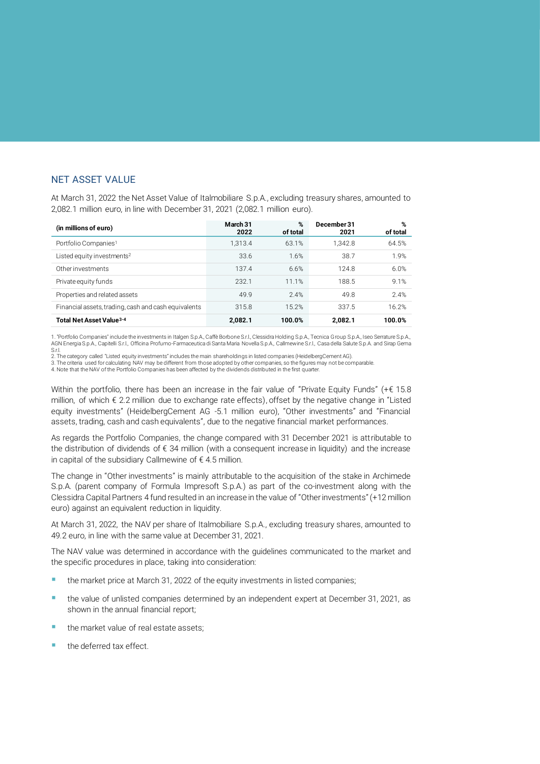## NET ASSET VALUE

At March 31, 2022 the Net Asset Value of Italmobiliare S.p.A., excluding treasury shares, amounted to 2,082.1 million euro, in line with December 31, 2021 (2,082.1 million euro).

| (in millions of euro) | March 31 2022 | % of total | December 31 2021 | % of total |
|---|---|---|---|---|
| Portfolio Companies[1] | 1,313.4 | 63.1% | 1,342.8 | 64.5% |
| Listed equity investments[2] | 33.6 | 1.6% | 38.7 | 1.9% |
| Other investments | 137.4 | 6.6% | 124.8 | 6.0% |
| Private equity funds | 232.1 | 11.1% | 188.5 | 9.1% |
| Properties and related assets | 49.9 | 2.4% | 49.8 | 2.4% |
| Financial assets, trading, cash and cash equivalents | 315.8 | 15.2% | 337.5 | 16.2% |
| **Total Net Asset Value[3-4]** | **2,082.1** | **100.0%** | **2,082.1** | **100.0%** |

1. "Portfolio Companies" include the investments in Italgen S.p.A., Caffè Borbone S.r.l., Clessidra Holding S.p.A., Tecnica Group S.p.A., Iseo Serrature S.p.A., AGN Energia S.p.A., Capitelli S.r.l., Officina Profumo-Farmaceutica di Santa Maria Novella S.p.A., Callmewine S.r.l., Casa della Salute S.p.A. and Sirap Gema S.r.l.
2. The category called "Listed equity investments" includes the main shareholdings in listed companies (HeidelbergCement AG).
3. The criteria used for calculating NAV may be different from those adopted by other companies, so the figures may not be comparable.
4. Note that the NAV of the Portfolio Companies has been affected by the dividends distributed in the first quarter.

Within the portfolio, there has been an increase in the fair value of "Private Equity Funds" (+€ 15.8 million, of which € 2.2 million due to exchange rate effects), offset by the negative change in "Listed equity investments" (HeidelbergCement AG -5.1 million euro), "Other investments" and "Financial assets, trading, cash and cash equivalents", due to the negative financial market performances.

As regards the Portfolio Companies, the change compared with 31 December 2021 is attributable to the distribution of dividends of € 34 million (with a consequent increase in liquidity) and the increase in capital of the subsidiary Callmewine of € 4.5 million.

The change in "Other investments" is mainly attributable to the acquisition of the stake in Archimede S.p.A. (parent company of Formula Impresoft S.p.A.) as part of the co-investment along with the Clessidra Capital Partners 4 fund resulted in an increase in the value of "Other investments" (+12 million euro) against an equivalent reduction in liquidity.

At March 31, 2022, the NAV per share of Italmobiliare S.p.A., excluding treasury shares, amounted to 49.2 euro, in line with the same value at December 31, 2021.

The NAV value was determined in accordance with the guidelines communicated to the market and the specific procedures in place, taking into consideration:

- the market price at March 31, 2022 of the equity investments in listed companies;
- the value of unlisted companies determined by an independent expert at December 31, 2021, as shown in the annual financial report;
- the market value of real estate assets;
- the deferred tax effect.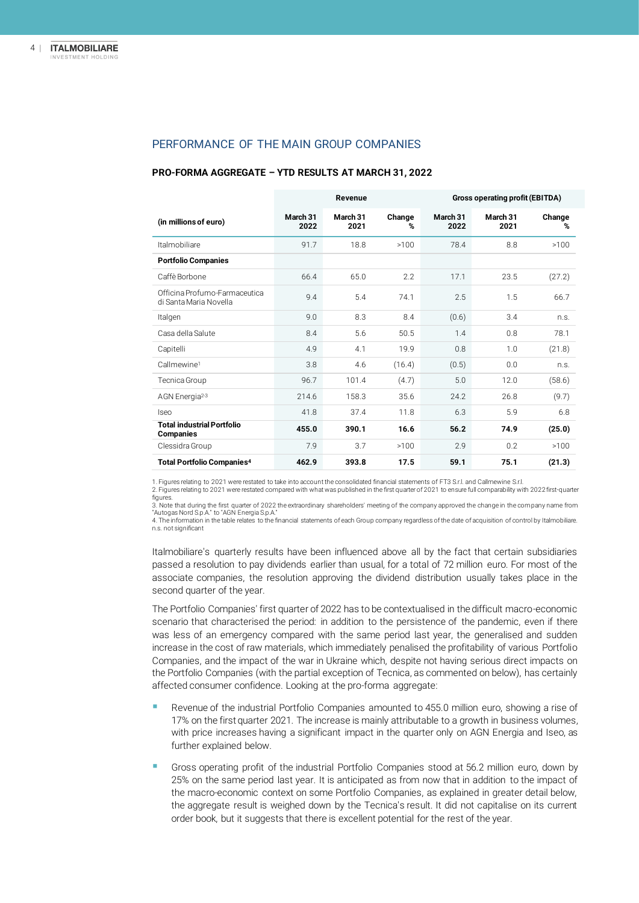## PERFORMANCE OF THE MAIN GROUP COMPANIES

### PRO-FORMA AGGREGATE – YTD RESULTS AT MARCH 31, 2022

| | Revenue | | | Gross operating profit (EBITDA) | | |
|---|---|---|---|---|---|---|
| **(in millions of euro)** | **March 31 2022** | **March 31 2021** | **Change %** | **March 31 2022** | **March 31 2021** | **Change %** |
| Italmobiliare | 91.7 | 18.8 | >100 | 78.4 | 8.8 | >100 |
| **Portfolio Companies** | | | | | | |
| Caffè Borbone | 66.4 | 65.0 | 2.2 | 17.1 | 23.5 | (27.2) |
| Officina Profumo-Farmaceutica di Santa Maria Novella | 9.4 | 5.4 | 74.1 | 2.5 | 1.5 | 66.7 |
| Italgen | 9.0 | 8.3 | 8.4 | (0.6) | 3.4 | n.s. |
| Casa della Salute | 8.4 | 5.6 | 50.5 | 1.4 | 0.8 | 78.1 |
| Capitelli | 4.9 | 4.1 | 19.9 | 0.8 | 1.0 | (21.8) |
| Callmewine[1] | 3.8 | 4.6 | (16.4) | (0.5) | 0.0 | n.s. |
| Tecnica Group | 96.7 | 101.4 | (4.7) | 5.0 | 12.0 | (58.6) |
| AGN Energia[2-3] | 214.6 | 158.3 | 35.6 | 24.2 | 26.8 | (9.7) |
| Iseo | 41.8 | 37.4 | 11.8 | 6.3 | 5.9 | 6.8 |
| **Total industrial Portfolio Companies** | **455.0** | **390.1** | **16.6** | **56.2** | **74.9** | **(25.0)** |
| Clessidra Group | 7.9 | 3.7 | >100 | 2.9 | 0.2 | >100 |
| **Total Portfolio Companies[4]** | **462.9** | **393.8** | **17.5** | **59.1** | **75.1** | **(21.3)** |

1. Figures relating to 2021 were restated to take into account the consolidated financial statements of FT3 S.r.l. and Callmewine S.r.l.
2. Figures relating to 2021 were restated compared with what was published in the first quarter of 2021 to ensure full comparability with 2022 first-quarter figures.
3. Note that during the first quarter of 2022 the extraordinary shareholders' meeting of the company approved the change in the company name from "Autogas Nord S.p.A." to "AGN Energia S.p.A."
4. The information in the table relates to the financial statements of each Group company regardless of the date of acquisition of control by Italmobiliare.
n.s. not significant

Italmobiliare's quarterly results have been influenced above all by the fact that certain subsidiaries passed a resolution to pay dividends earlier than usual, for a total of 72 million euro. For most of the associate companies, the resolution approving the dividend distribution usually takes place in the second quarter of the year.

The Portfolio Companies' first quarter of 2022 has to be contextualised in the difficult macro-economic scenario that characterised the period: in addition to the persistence of the pandemic, even if there was less of an emergency compared with the same period last year, the generalised and sudden increase in the cost of raw materials, which immediately penalised the profitability of various Portfolio Companies, and the impact of the war in Ukraine which, despite not having serious direct impacts on the Portfolio Companies (with the partial exception of Tecnica, as commented on below), has certainly affected consumer confidence. Looking at the pro-forma aggregate:

- Revenue of the industrial Portfolio Companies amounted to 455.0 million euro, showing a rise of 17% on the first quarter 2021. The increase is mainly attributable to a growth in business volumes, with price increases having a significant impact in the quarter only on AGN Energia and Iseo, as further explained below.
- Gross operating profit of the industrial Portfolio Companies stood at 56.2 million euro, down by 25% on the same period last year. It is anticipated as from now that in addition to the impact of the macro-economic context on some Portfolio Companies, as explained in greater detail below, the aggregate result is weighed down by the Tecnica's result. It did not capitalise on its current order book, but it suggests that there is excellent potential for the rest of the year.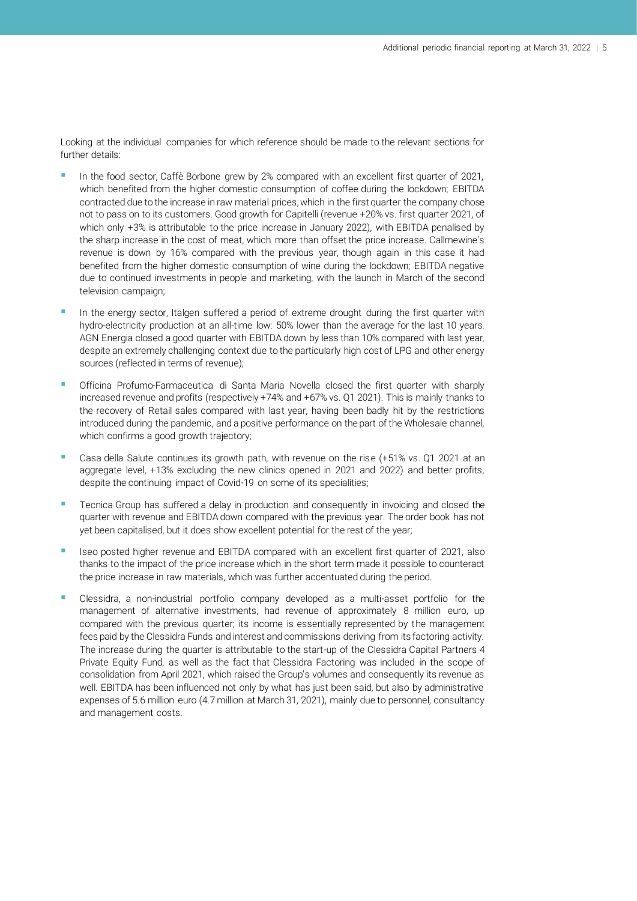Looking at the individual companies for which reference should be made to the relevant sections for further details:

- In the food sector, Caffè Borbone grew by 2% compared with an excellent first quarter of 2021, which benefited from the higher domestic consumption of coffee during the lockdown; EBITDA contracted due to the increase in raw material prices, which in the first quarter the company chose not to pass on to its customers. Good growth for Capitelli (revenue +20% vs. first quarter 2021, of which only +3% is attributable to the price increase in January 2022), with EBITDA penalised by the sharp increase in the cost of meat, which more than offset the price increase. Callmewine's revenue is down by 16% compared with the previous year, though again in this case it had benefited from the higher domestic consumption of wine during the lockdown; EBITDA negative due to continued investments in people and marketing, with the launch in March of the second television campaign;
- In the energy sector, Italgen suffered a period of extreme drought during the first quarter with hydro-electricity production at an all-time low: 50% lower than the average for the last 10 years. AGN Energia closed a good quarter with EBITDA down by less than 10% compared with last year, despite an extremely challenging context due to the particularly high cost of LPG and other energy sources (reflected in terms of revenue);
- Officina Profumo-Farmaceutica di Santa Maria Novella closed the first quarter with sharply increased revenue and profits (respectively +74% and +67% vs. Q1 2021). This is mainly thanks to the recovery of Retail sales compared with last year, having been badly hit by the restrictions introduced during the pandemic, and a positive performance on the part of the Wholesale channel, which confirms a good growth trajectory;
- Casa della Salute continues its growth path, with revenue on the rise (+51% vs. Q1 2021 at an aggregate level, +13% excluding the new clinics opened in 2021 and 2022) and better profits, despite the continuing impact of Covid-19 on some of its specialities;
- Tecnica Group has suffered a delay in production and consequently in invoicing and closed the quarter with revenue and EBITDA down compared with the previous year. The order book has not yet been capitalised, but it does show excellent potential for the rest of the year;
- Iseo posted higher revenue and EBITDA compared with an excellent first quarter of 2021, also thanks to the impact of the price increase which in the short term made it possible to counteract the price increase in raw materials, which was further accentuated during the period.
- Clessidra, a non-industrial portfolio company developed as a multi-asset portfolio for the management of alternative investments, had revenue of approximately 8 million euro, up compared with the previous quarter; its income is essentially represented by the management fees paid by the Clessidra Funds and interest and commissions deriving from its factoring activity. The increase during the quarter is attributable to the start-up of the Clessidra Capital Partners 4 Private Equity Fund, as well as the fact that Clessidra Factoring was included in the scope of consolidation from April 2021, which raised the Group's volumes and consequently its revenue as well. EBITDA has been influenced not only by what has just been said, but also by administrative expenses of 5.6 million euro (4.7 million at March 31, 2021), mainly due to personnel, consultancy and management costs.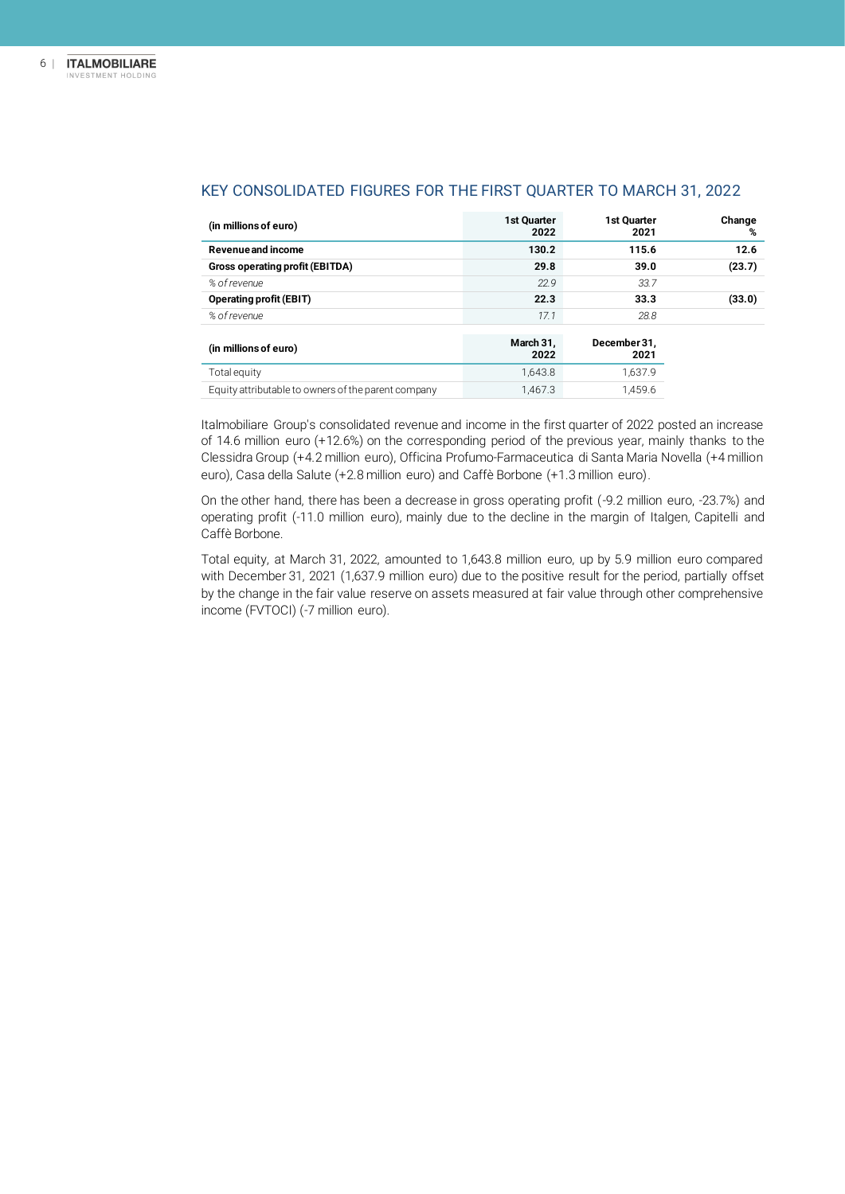## KEY CONSOLIDATED FIGURES FOR THE FIRST QUARTER TO MARCH 31, 2022

| (in millions of euro) | 1st Quarter 2022 | 1st Quarter 2021 | Change % |
|---|---|---|---|
| **Revenue and income** | **130.2** | **115.6** | **12.6** |
| **Gross operating profit (EBITDA)** | **29.8** | **39.0** | **(23.7)** |
| *% of revenue* | *22.9* | *33.7* | |
| **Operating profit (EBIT)** | **22.3** | **33.3** | **(33.0)** |
| *% of revenue* | *17.1* | *28.8* | |

| (in millions of euro) | March 31, 2022 | December 31, 2021 |
|---|---|---|
| Total equity | 1,643.8 | 1,637.9 |
| Equity attributable to owners of the parent company | 1,467.3 | 1,459.6 |

Italmobiliare Group's consolidated revenue and income in the first quarter of 2022 posted an increase of 14.6 million euro (+12.6%) on the corresponding period of the previous year, mainly thanks to the Clessidra Group (+4.2 million euro), Officina Profumo-Farmaceutica di Santa Maria Novella (+4 million euro), Casa della Salute (+2.8 million euro) and Caffè Borbone (+1.3 million euro).

On the other hand, there has been a decrease in gross operating profit (-9.2 million euro, -23.7%) and operating profit (-11.0 million euro), mainly due to the decline in the margin of Italgen, Capitelli and Caffè Borbone.

Total equity, at March 31, 2022, amounted to 1,643.8 million euro, up by 5.9 million euro compared with December 31, 2021 (1,637.9 million euro) due to the positive result for the period, partially offset by the change in the fair value reserve on assets measured at fair value through other comprehensive income (FVTOCI) (-7 million euro).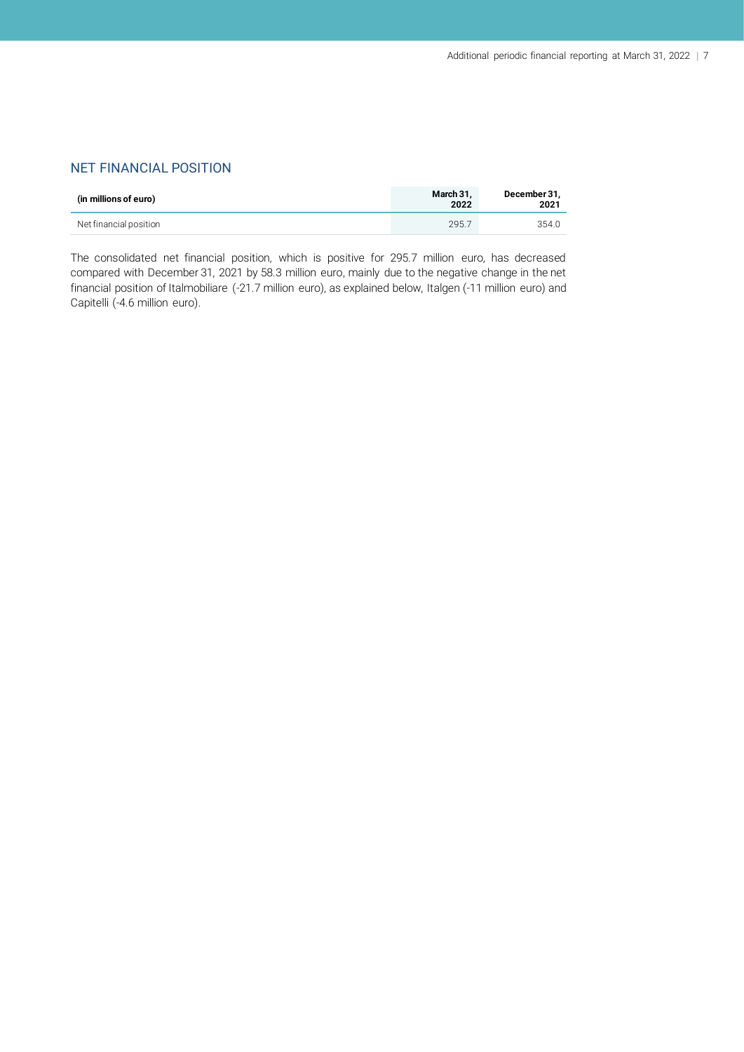## NET FINANCIAL POSITION

| (in millions of euro) | March 31, 2022 | December 31, 2021 |
|---|---|---|
| Net financial position | 295.7 | 354.0 |

The consolidated net financial position, which is positive for 295.7 million euro, has decreased compared with December 31, 2021 by 58.3 million euro, mainly due to the negative change in the net financial position of Italmobiliare (-21.7 million euro), as explained below, Italgen (-11 million euro) and Capitelli (-4.6 million euro).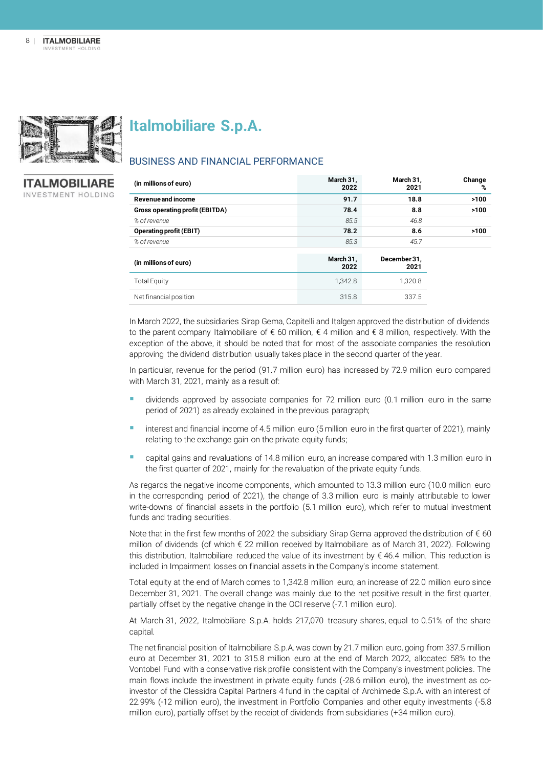# Italmobiliare S.p.A.

## BUSINESS AND FINANCIAL PERFORMANCE

| (in millions of euro) | March 31, 2022 | March 31, 2021 | Change % |
|---|---|---|---|
| **Revenue and income** | **91.7** | **18.8** | **>100** |
| **Gross operating profit (EBITDA)** | **78.4** | **8.8** | **>100** |
| *% of revenue* | *85.5* | *46.8* | |
| **Operating profit (EBIT)** | **78.2** | **8.6** | **>100** |
| *% of revenue* | *85.3* | *45.7* | |

| (in millions of euro) | March 31, 2022 | December 31, 2021 |
|---|---|---|
| Total Equity | 1,342.8 | 1,320.8 |
| Net financial position | 315.8 | 337.5 |

In March 2022, the subsidiaries Sirap Gema, Capitelli and Italgen approved the distribution of dividends to the parent company Italmobiliare of € 60 million, € 4 million and € 8 million, respectively. With the exception of the above, it should be noted that for most of the associate companies the resolution approving the dividend distribution usually takes place in the second quarter of the year.

In particular, revenue for the period (91.7 million euro) has increased by 72.9 million euro compared with March 31, 2021, mainly as a result of:

- dividends approved by associate companies for 72 million euro (0.1 million euro in the same period of 2021) as already explained in the previous paragraph;
- interest and financial income of 4.5 million euro (5 million euro in the first quarter of 2021), mainly relating to the exchange gain on the private equity funds;
- capital gains and revaluations of 14.8 million euro, an increase compared with 1.3 million euro in the first quarter of 2021, mainly for the revaluation of the private equity funds.

As regards the negative income components, which amounted to 13.3 million euro (10.0 million euro in the corresponding period of 2021), the change of 3.3 million euro is mainly attributable to lower write-downs of financial assets in the portfolio (5.1 million euro), which refer to mutual investment funds and trading securities.

Note that in the first few months of 2022 the subsidiary Sirap Gema approved the distribution of € 60 million of dividends (of which € 22 million received by Italmobiliare as of March 31, 2022). Following this distribution, Italmobiliare reduced the value of its investment by € 46.4 million. This reduction is included in Impairment losses on financial assets in the Company's income statement.

Total equity at the end of March comes to 1,342.8 million euro, an increase of 22.0 million euro since December 31, 2021. The overall change was mainly due to the net positive result in the first quarter, partially offset by the negative change in the OCI reserve (-7.1 million euro).

At March 31, 2022, Italmobiliare S.p.A. holds 217,070 treasury shares, equal to 0.51% of the share capital.

The net financial position of Italmobiliare S.p.A. was down by 21.7 million euro, going from 337.5 million euro at December 31, 2021 to 315.8 million euro at the end of March 2022, allocated 58% to the Vontobel Fund with a conservative risk profile consistent with the Company's investment policies. The main flows include the investment in private equity funds (-28.6 million euro), the investment as co-investor of the Clessidra Capital Partners 4 fund in the capital of Archimede S.p.A. with an interest of 22.99% (-12 million euro), the investment in Portfolio Companies and other equity investments (-5.8 million euro), partially offset by the receipt of dividends from subsidiaries (+34 million euro).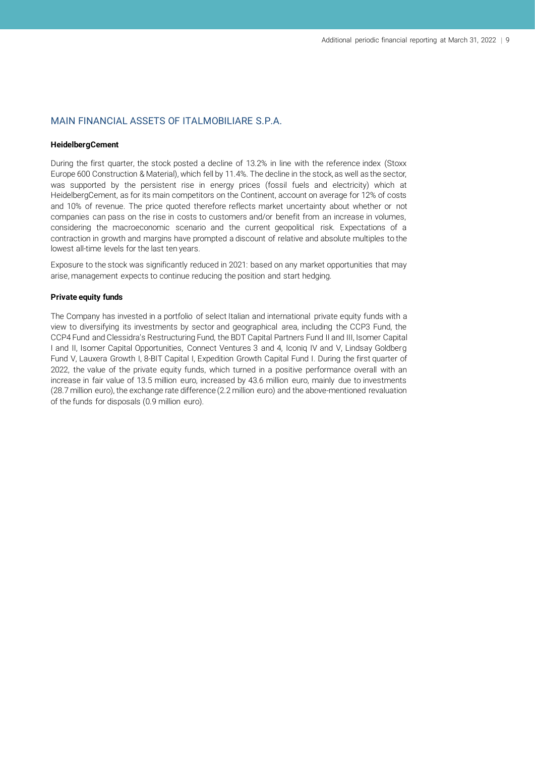## MAIN FINANCIAL ASSETS OF ITALMOBILIARE S.P.A.

**HeidelbergCement**

During the first quarter, the stock posted a decline of 13.2% in line with the reference index (Stoxx Europe 600 Construction & Material), which fell by 11.4%. The decline in the stock, as well as the sector, was supported by the persistent rise in energy prices (fossil fuels and electricity) which at HeidelbergCement, as for its main competitors on the Continent, account on average for 12% of costs and 10% of revenue. The price quoted therefore reflects market uncertainty about whether or not companies can pass on the rise in costs to customers and/or benefit from an increase in volumes, considering the macroeconomic scenario and the current geopolitical risk. Expectations of a contraction in growth and margins have prompted a discount of relative and absolute multiples to the lowest all-time levels for the last ten years.

Exposure to the stock was significantly reduced in 2021: based on any market opportunities that may arise, management expects to continue reducing the position and start hedging.

**Private equity funds**

The Company has invested in a portfolio of select Italian and international private equity funds with a view to diversifying its investments by sector and geographical area, including the CCP3 Fund, the CCP4 Fund and Clessidra's Restructuring Fund, the BDT Capital Partners Fund II and III, Isomer Capital I and II, Isomer Capital Opportunities, Connect Ventures 3 and 4, Iconiq IV and V, Lindsay Goldberg Fund V, Lauxera Growth I, 8-BIT Capital I, Expedition Growth Capital Fund I. During the first quarter of 2022, the value of the private equity funds, which turned in a positive performance overall with an increase in fair value of 13.5 million euro, increased by 43.6 million euro, mainly due to investments (28.7 million euro), the exchange rate difference (2.2 million euro) and the above-mentioned revaluation of the funds for disposals (0.9 million euro).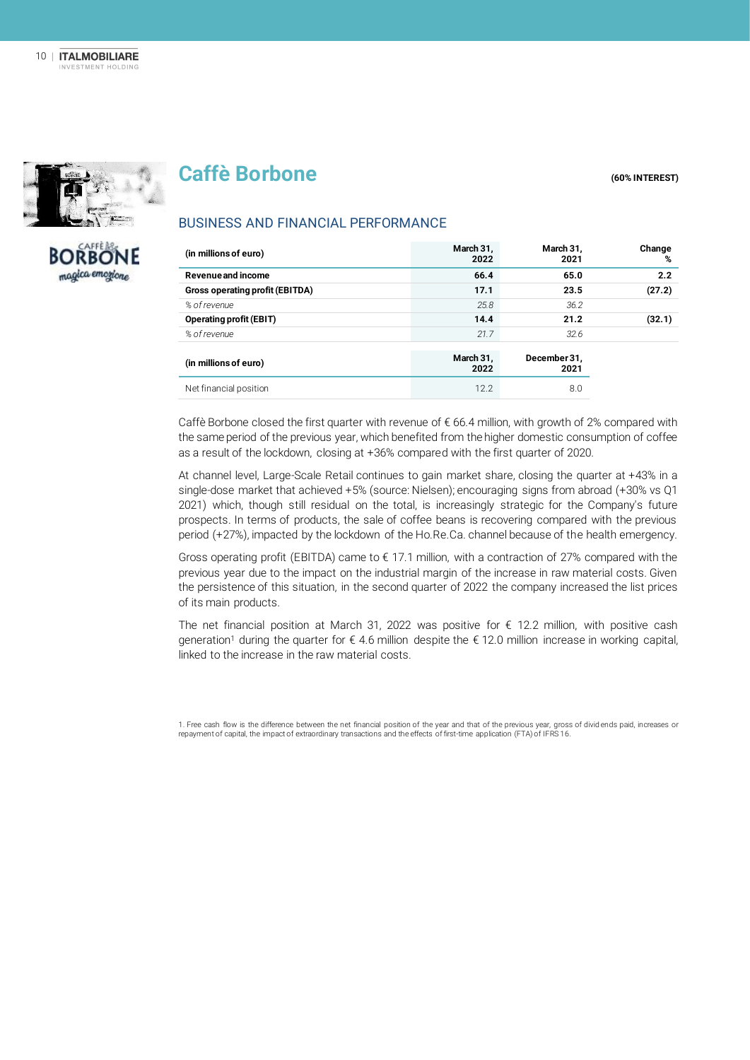# Caffè Borbone

**(60% INTEREST)**

## BUSINESS AND FINANCIAL PERFORMANCE

| (in millions of euro) | March 31, 2022 | March 31, 2021 | Change % |
|---|---|---|---|
| **Revenue and income** | **66.4** | **65.0** | **2.2** |
| **Gross operating profit (EBITDA)** | **17.1** | **23.5** | **(27.2)** |
| *% of revenue* | *25.8* | *36.2* | |
| **Operating profit (EBIT)** | **14.4** | **21.2** | **(32.1)** |
| *% of revenue* | *21.7* | *32.6* | |

| (in millions of euro) | March 31, 2022 | December 31, 2021 |
|---|---|---|
| Net financial position | 12.2 | 8.0 |

Caffè Borbone closed the first quarter with revenue of € 66.4 million, with growth of 2% compared with the same period of the previous year, which benefited from the higher domestic consumption of coffee as a result of the lockdown, closing at +36% compared with the first quarter of 2020.

At channel level, Large-Scale Retail continues to gain market share, closing the quarter at +43% in a single-dose market that achieved +5% (source: Nielsen); encouraging signs from abroad (+30% vs Q1 2021) which, though still residual on the total, is increasingly strategic for the Company's future prospects. In terms of products, the sale of coffee beans is recovering compared with the previous period (+27%), impacted by the lockdown of the Ho.Re.Ca. channel because of the health emergency.

Gross operating profit (EBITDA) came to € 17.1 million, with a contraction of 27% compared with the previous year due to the impact on the industrial margin of the increase in raw material costs. Given the persistence of this situation, in the second quarter of 2022 the company increased the list prices of its main products.

The net financial position at March 31, 2022 was positive for € 12.2 million, with positive cash generation[1] during the quarter for € 4.6 million despite the € 12.0 million increase in working capital, linked to the increase in the raw material costs.

1. Free cash flow is the difference between the net financial position of the year and that of the previous year, gross of dividends paid, increases or repayment of capital, the impact of extraordinary transactions and the effects of first-time application (FTA) of IFRS 16.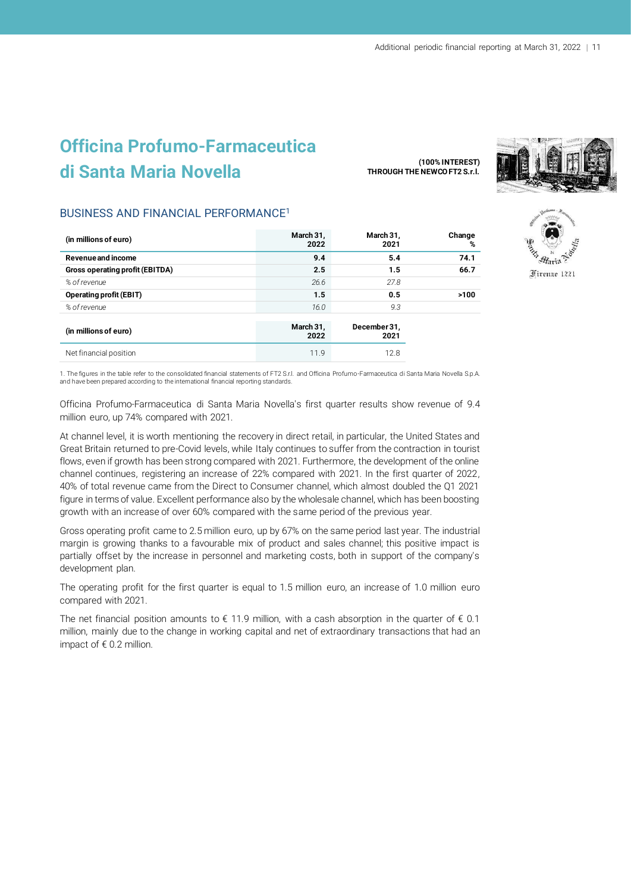# Officina Profumo-Farmaceutica di Santa Maria Novella

**(100% INTEREST) THROUGH THE NEWCO FT2 S.r.l.**

## BUSINESS AND FINANCIAL PERFORMANCE[1]

| (in millions of euro) | March 31, 2022 | March 31, 2021 | Change % |
|---|---|---|---|
| **Revenue and income** | **9.4** | **5.4** | **74.1** |
| **Gross operating profit (EBITDA)** | **2.5** | **1.5** | **66.7** |
| *% of revenue* | *26.6* | *27.8* | |
| **Operating profit (EBIT)** | **1.5** | **0.5** | **>100** |
| *% of revenue* | *16.0* | *9.3* | |

| (in millions of euro) | March 31, 2022 | December 31, 2021 |
|---|---|---|
| Net financial position | 11.9 | 12.8 |

1. The figures in the table refer to the consolidated financial statements of FT2 S.r.l. and Officina Profumo-Farmaceutica di Santa Maria Novella S.p.A. and have been prepared according to the international financial reporting standards.

Officina Profumo-Farmaceutica di Santa Maria Novella's first quarter results show revenue of 9.4 million euro, up 74% compared with 2021.

At channel level, it is worth mentioning the recovery in direct retail, in particular, the United States and Great Britain returned to pre-Covid levels, while Italy continues to suffer from the contraction in tourist flows, even if growth has been strong compared with 2021. Furthermore, the development of the online channel continues, registering an increase of 22% compared with 2021. In the first quarter of 2022, 40% of total revenue came from the Direct to Consumer channel, which almost doubled the Q1 2021 figure in terms of value. Excellent performance also by the wholesale channel, which has been boosting growth with an increase of over 60% compared with the same period of the previous year.

Gross operating profit came to 2.5 million euro, up by 67% on the same period last year. The industrial margin is growing thanks to a favourable mix of product and sales channel; this positive impact is partially offset by the increase in personnel and marketing costs, both in support of the company's development plan.

The operating profit for the first quarter is equal to 1.5 million euro, an increase of 1.0 million euro compared with 2021.

The net financial position amounts to € 11.9 million, with a cash absorption in the quarter of € 0.1 million, mainly due to the change in working capital and net of extraordinary transactions that had an impact of € 0.2 million.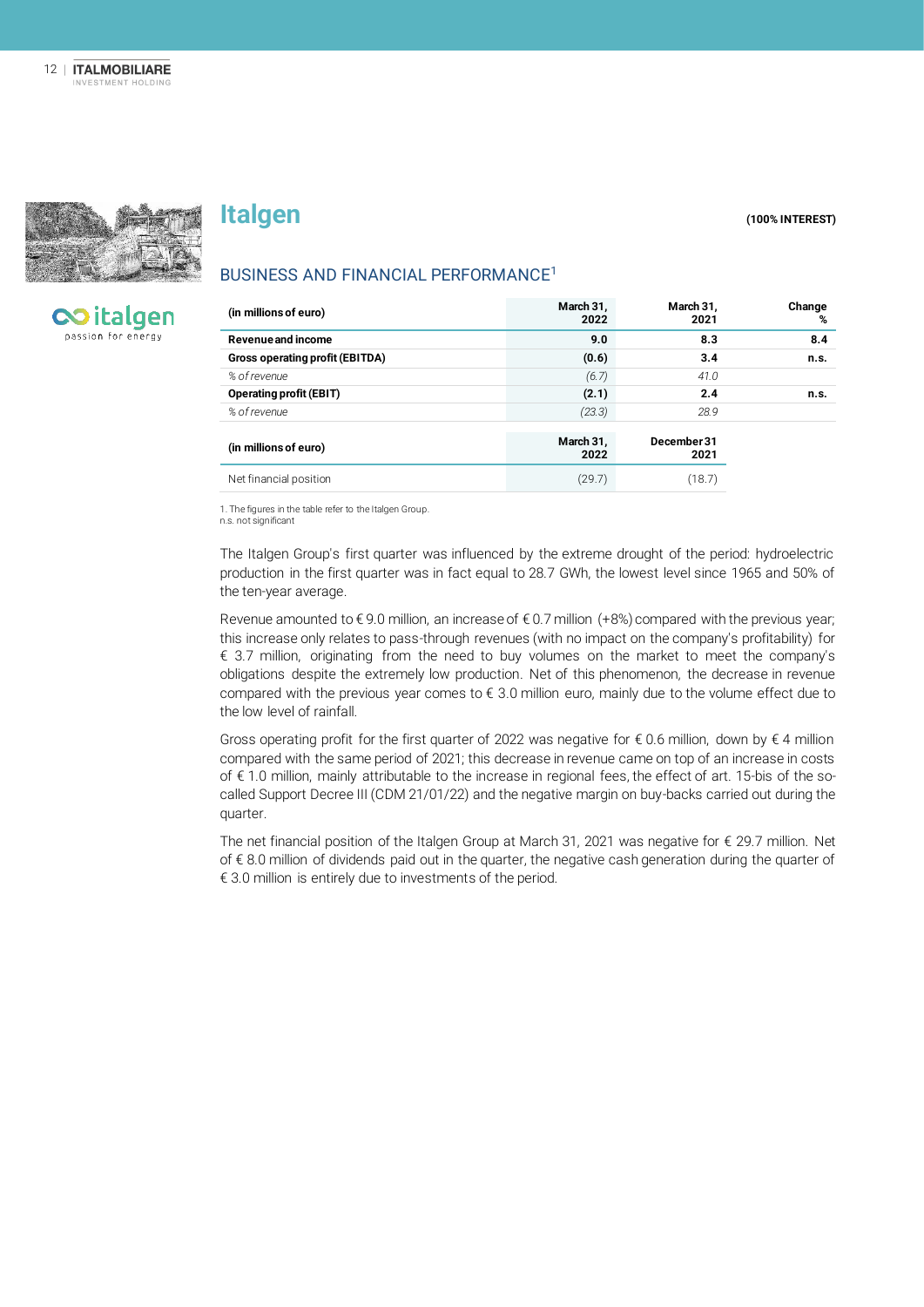# Italgen

**(100% INTEREST)**

## BUSINESS AND FINANCIAL PERFORMANCE[1]

| (in millions of euro) | March 31, 2022 | March 31, 2021 | Change % |
|---|---|---|---|
| **Revenue and income** | **9.0** | **8.3** | **8.4** |
| **Gross operating profit (EBITDA)** | **(0.6)** | **3.4** | **n.s.** |
| *% of revenue* | *(6.7)* | *41.0* | |
| **Operating profit (EBIT)** | **(2.1)** | **2.4** | **n.s.** |
| *% of revenue* | *(23.3)* | *28.9* | |

| (in millions of euro) | March 31, 2022 | December 31 2021 |
|---|---|---|
| Net financial position | (29.7) | (18.7) |

1. The figures in the table refer to the Italgen Group.
n.s. not significant

The Italgen Group's first quarter was influenced by the extreme drought of the period: hydroelectric production in the first quarter was in fact equal to 28.7 GWh, the lowest level since 1965 and 50% of the ten-year average.

Revenue amounted to € 9.0 million, an increase of € 0.7 million (+8%) compared with the previous year; this increase only relates to pass-through revenues (with no impact on the company's profitability) for € 3.7 million, originating from the need to buy volumes on the market to meet the company's obligations despite the extremely low production. Net of this phenomenon, the decrease in revenue compared with the previous year comes to € 3.0 million euro, mainly due to the volume effect due to the low level of rainfall.

Gross operating profit for the first quarter of 2022 was negative for € 0.6 million, down by € 4 million compared with the same period of 2021; this decrease in revenue came on top of an increase in costs of € 1.0 million, mainly attributable to the increase in regional fees, the effect of art. 15-bis of the so-called Support Decree III (CDM 21/01/22) and the negative margin on buy-backs carried out during the quarter.

The net financial position of the Italgen Group at March 31, 2021 was negative for € 29.7 million. Net of € 8.0 million of dividends paid out in the quarter, the negative cash generation during the quarter of € 3.0 million is entirely due to investments of the period.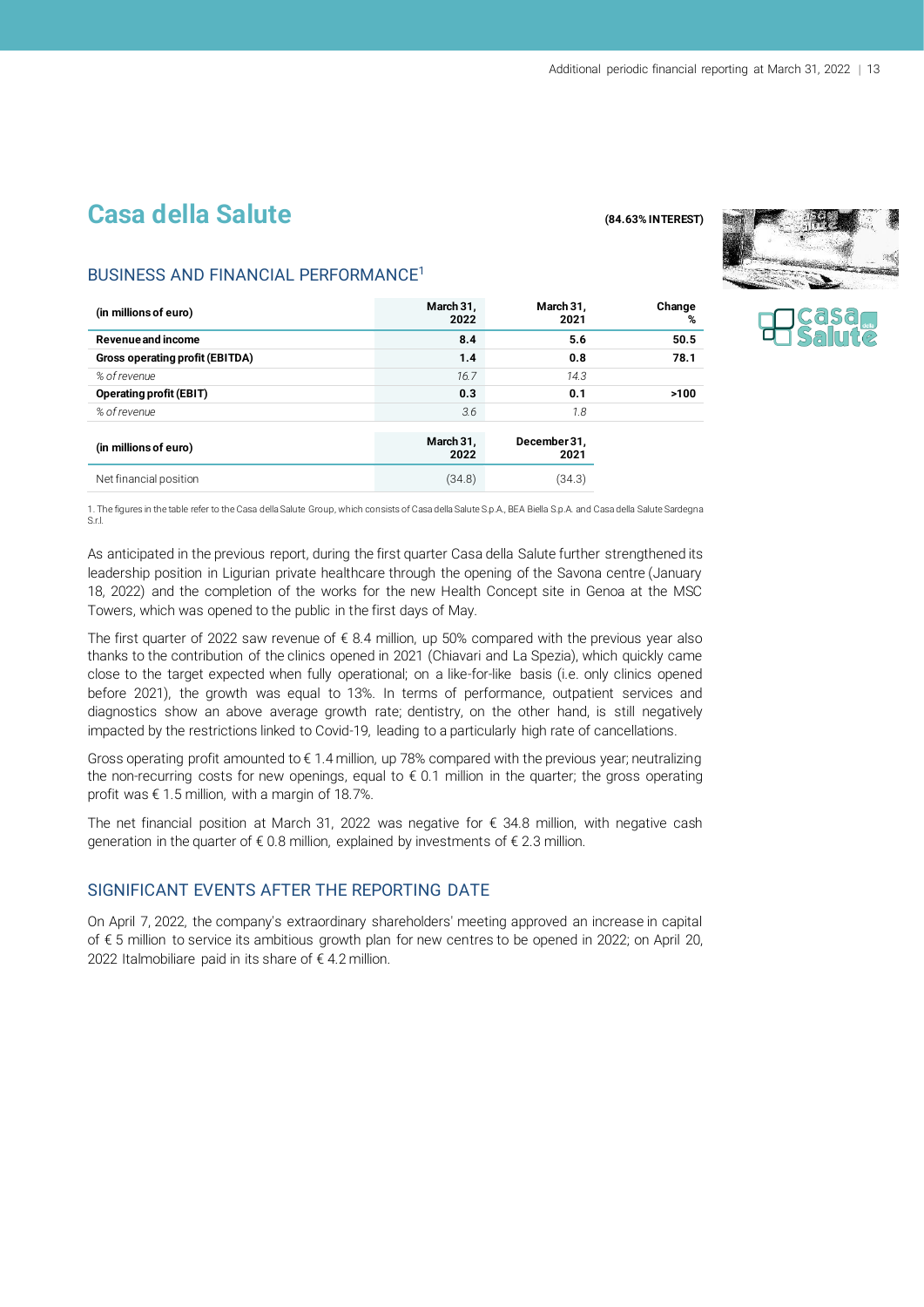# Casa della Salute

**(84.63% INTEREST)**

## BUSINESS AND FINANCIAL PERFORMANCE[1]

| (in millions of euro) | March 31, 2022 | March 31, 2021 | Change % |
|---|---|---|---|
| **Revenue and income** | **8.4** | **5.6** | **50.5** |
| **Gross operating profit (EBITDA)** | **1.4** | **0.8** | **78.1** |
| *% of revenue* | *16.7* | *14.3* | |
| **Operating profit (EBIT)** | **0.3** | **0.1** | **>100** |
| *% of revenue* | *3.6* | *1.8* | |

| (in millions of euro) | March 31, 2022 | December 31, 2021 |
|---|---|---|
| Net financial position | (34.8) | (34.3) |

1. The figures in the table refer to the Casa della Salute Group, which consists of Casa della Salute S.p.A., BEA Biella S.p.A. and Casa della Salute Sardegna S.r.l.

As anticipated in the previous report, during the first quarter Casa della Salute further strengthened its leadership position in Ligurian private healthcare through the opening of the Savona centre (January 18, 2022) and the completion of the works for the new Health Concept site in Genoa at the MSC Towers, which was opened to the public in the first days of May.

The first quarter of 2022 saw revenue of € 8.4 million, up 50% compared with the previous year also thanks to the contribution of the clinics opened in 2021 (Chiavari and La Spezia), which quickly came close to the target expected when fully operational; on a like-for-like basis (i.e. only clinics opened before 2021), the growth was equal to 13%. In terms of performance, outpatient services and diagnostics show an above average growth rate; dentistry, on the other hand, is still negatively impacted by the restrictions linked to Covid-19, leading to a particularly high rate of cancellations.

Gross operating profit amounted to € 1.4 million, up 78% compared with the previous year; neutralizing the non-recurring costs for new openings, equal to € 0.1 million in the quarter; the gross operating profit was € 1.5 million, with a margin of 18.7%.

The net financial position at March 31, 2022 was negative for € 34.8 million, with negative cash generation in the quarter of € 0.8 million, explained by investments of € 2.3 million.

## SIGNIFICANT EVENTS AFTER THE REPORTING DATE

On April 7, 2022, the company's extraordinary shareholders' meeting approved an increase in capital of € 5 million to service its ambitious growth plan for new centres to be opened in 2022; on April 20, 2022 Italmobiliare paid in its share of € 4.2 million.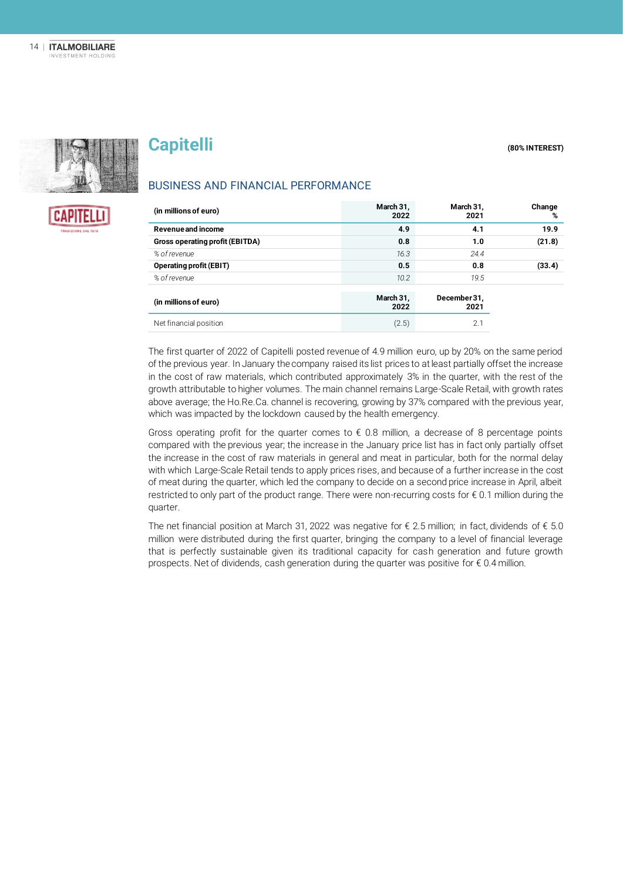# Capitelli

**(80% INTEREST)**

## BUSINESS AND FINANCIAL PERFORMANCE

| (in millions of euro) | March 31, 2022 | March 31, 2021 | Change % |
|---|---|---|---|
| **Revenue and income** | **4.9** | **4.1** | **19.9** |
| **Gross operating profit (EBITDA)** | **0.8** | **1.0** | **(21.8)** |
| *% of revenue* | *16.3* | *24.4* | |
| **Operating profit (EBIT)** | **0.5** | **0.8** | **(33.4)** |
| *% of revenue* | *10.2* | *19.5* | |

| (in millions of euro) | March 31, 2022 | December 31, 2021 |
|---|---|---|
| Net financial position | (2.5) | 2.1 |

The first quarter of 2022 of Capitelli posted revenue of 4.9 million euro, up by 20% on the same period of the previous year. In January the company raised its list prices to at least partially offset the increase in the cost of raw materials, which contributed approximately 3% in the quarter, with the rest of the growth attributable to higher volumes. The main channel remains Large-Scale Retail, with growth rates above average; the Ho.Re.Ca. channel is recovering, growing by 37% compared with the previous year, which was impacted by the lockdown caused by the health emergency.

Gross operating profit for the quarter comes to € 0.8 million, a decrease of 8 percentage points compared with the previous year; the increase in the January price list has in fact only partially offset the increase in the cost of raw materials in general and meat in particular, both for the normal delay with which Large-Scale Retail tends to apply prices rises, and because of a further increase in the cost of meat during the quarter, which led the company to decide on a second price increase in April, albeit restricted to only part of the product range. There were non-recurring costs for € 0.1 million during the quarter.

The net financial position at March 31, 2022 was negative for € 2.5 million; in fact, dividends of € 5.0 million were distributed during the first quarter, bringing the company to a level of financial leverage that is perfectly sustainable given its traditional capacity for cash generation and future growth prospects. Net of dividends, cash generation during the quarter was positive for € 0.4 million.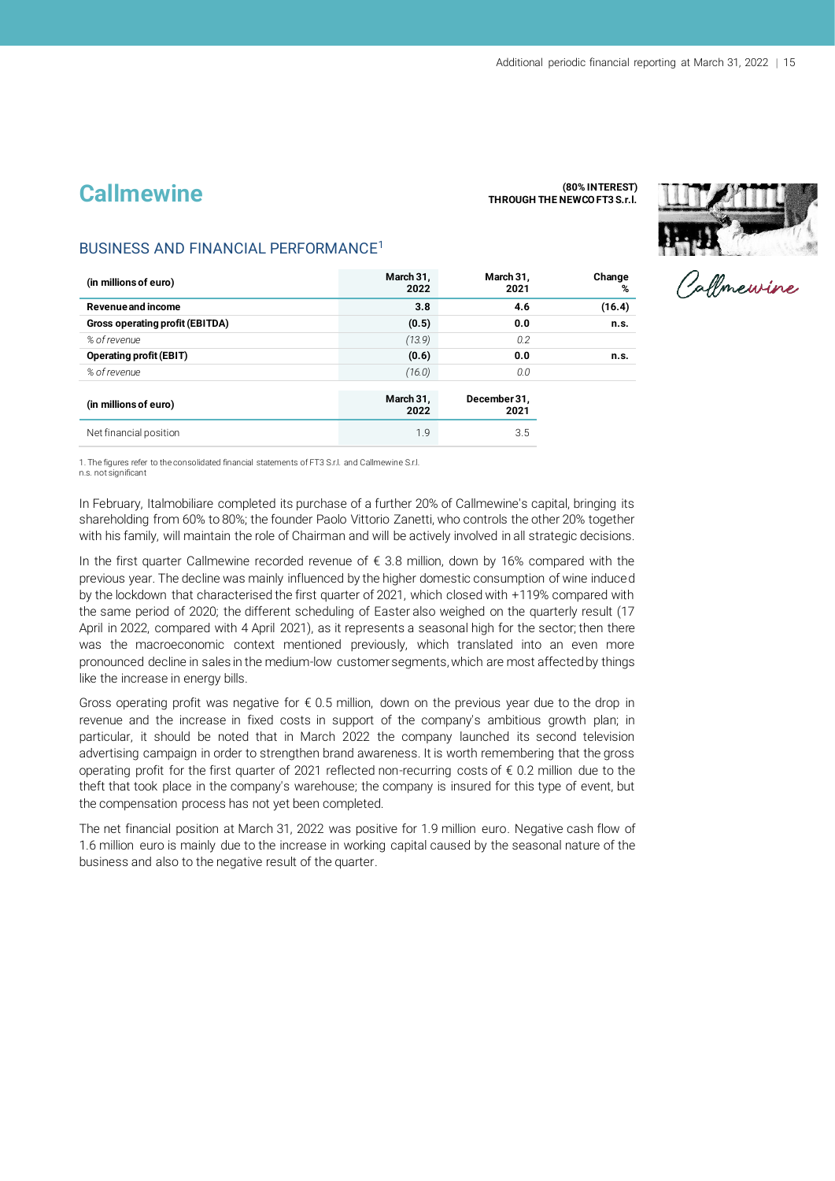# Callmewine

**(80% INTEREST)**
**THROUGH THE NEWCO FT3 S.r.l.**

## BUSINESS AND FINANCIAL PERFORMANCE[1]

| (in millions of euro) | March 31, 2022 | March 31, 2021 | Change % |
|---|---|---|---|
| **Revenue and income** | **3.8** | **4.6** | **(16.4)** |
| **Gross operating profit (EBITDA)** | **(0.5)** | **0.0** | **n.s.** |
| *% of revenue* | *(13.9)* | *0.2* | |
| **Operating profit (EBIT)** | **(0.6)** | **0.0** | **n.s.** |
| *% of revenue* | *(16.0)* | *0.0* | |

| (in millions of euro) | March 31, 2022 | December 31, 2021 |
|---|---|---|
| Net financial position | 1.9 | 3.5 |

1. The figures refer to the consolidated financial statements of FT3 S.r.l. and Callmewine S.r.l.
n.s. not significant

In February, Italmobiliare completed its purchase of a further 20% of Callmewine's capital, bringing its shareholding from 60% to 80%; the founder Paolo Vittorio Zanetti, who controls the other 20% together with his family, will maintain the role of Chairman and will be actively involved in all strategic decisions.

In the first quarter Callmewine recorded revenue of € 3.8 million, down by 16% compared with the previous year. The decline was mainly influenced by the higher domestic consumption of wine induced by the lockdown that characterised the first quarter of 2021, which closed with +119% compared with the same period of 2020; the different scheduling of Easter also weighed on the quarterly result (17 April in 2022, compared with 4 April 2021), as it represents a seasonal high for the sector; then there was the macroeconomic context mentioned previously, which translated into an even more pronounced decline in sales in the medium-low customer segments, which are most affected by things like the increase in energy bills.

Gross operating profit was negative for € 0.5 million, down on the previous year due to the drop in revenue and the increase in fixed costs in support of the company's ambitious growth plan; in particular, it should be noted that in March 2022 the company launched its second television advertising campaign in order to strengthen brand awareness. It is worth remembering that the gross operating profit for the first quarter of 2021 reflected non-recurring costs of € 0.2 million due to the theft that took place in the company's warehouse; the company is insured for this type of event, but the compensation process has not yet been completed.

The net financial position at March 31, 2022 was positive for 1.9 million euro. Negative cash flow of 1.6 million euro is mainly due to the increase in working capital caused by the seasonal nature of the business and also to the negative result of the quarter.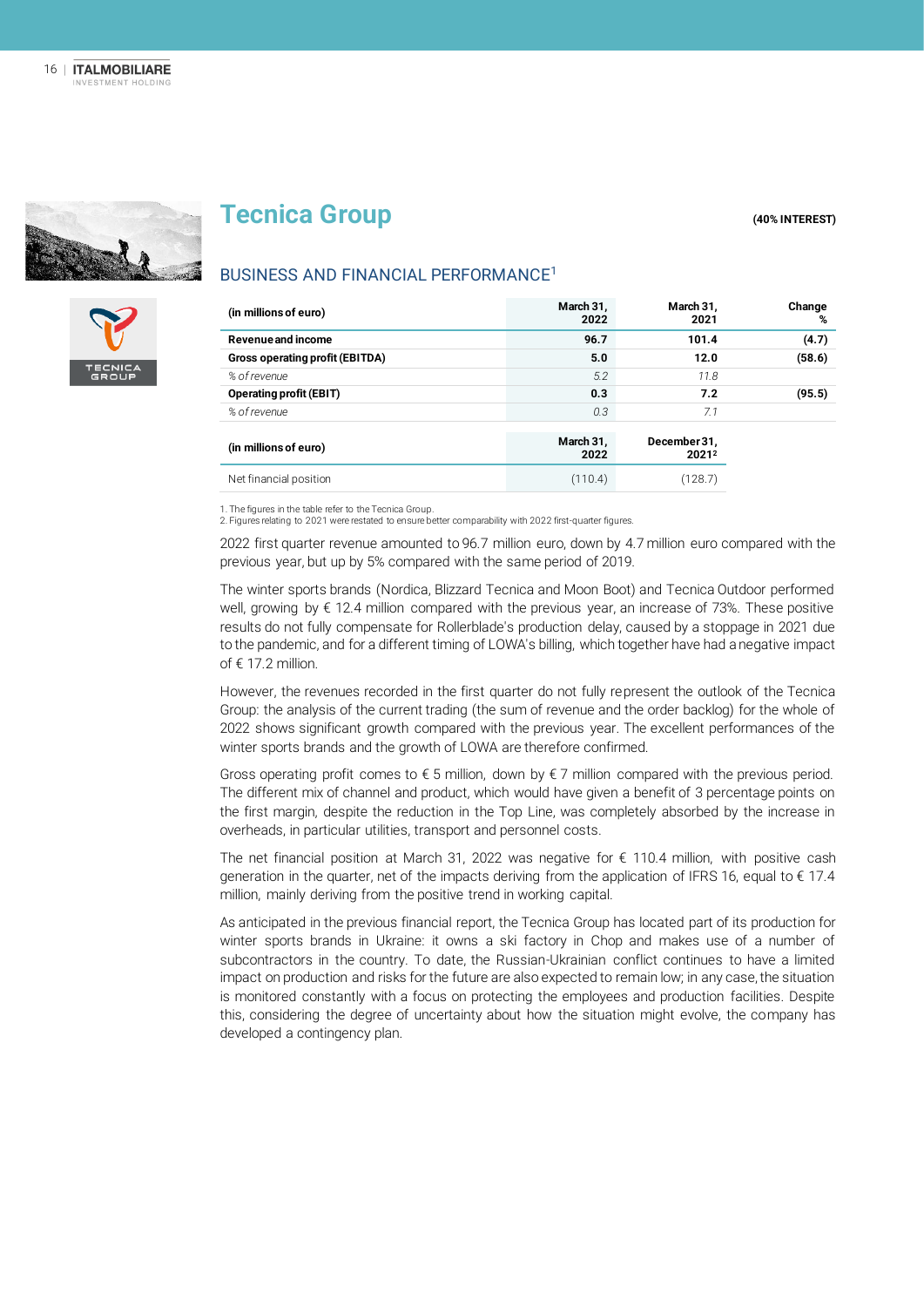# Tecnica Group

**(40% INTEREST)**

## BUSINESS AND FINANCIAL PERFORMANCE[1]

| (in millions of euro) | March 31, 2022 | March 31, 2021 | Change % |
|---|---|---|---|
| **Revenue and income** | **96.7** | **101.4** | **(4.7)** |
| **Gross operating profit (EBITDA)** | **5.0** | **12.0** | **(58.6)** |
| *% of revenue* | *5.2* | *11.8* | |
| **Operating profit (EBIT)** | **0.3** | **7.2** | **(95.5)** |
| *% of revenue* | *0.3* | *7.1* | |

| (in millions of euro) | March 31, 2022 | December 31, 2021[2] |
|---|---|---|
| Net financial position | (110.4) | (128.7) |

1. The figures in the table refer to the Tecnica Group.
2. Figures relating to 2021 were restated to ensure better comparability with 2022 first-quarter figures.

2022 first quarter revenue amounted to 96.7 million euro, down by 4.7 million euro compared with the previous year, but up by 5% compared with the same period of 2019.

The winter sports brands (Nordica, Blizzard Tecnica and Moon Boot) and Tecnica Outdoor performed well, growing by € 12.4 million compared with the previous year, an increase of 73%. These positive results do not fully compensate for Rollerblade's production delay, caused by a stoppage in 2021 due to the pandemic, and for a different timing of LOWA's billing, which together have had a negative impact of € 17.2 million.

However, the revenues recorded in the first quarter do not fully represent the outlook of the Tecnica Group: the analysis of the current trading (the sum of revenue and the order backlog) for the whole of 2022 shows significant growth compared with the previous year. The excellent performances of the winter sports brands and the growth of LOWA are therefore confirmed.

Gross operating profit comes to € 5 million, down by € 7 million compared with the previous period. The different mix of channel and product, which would have given a benefit of 3 percentage points on the first margin, despite the reduction in the Top Line, was completely absorbed by the increase in overheads, in particular utilities, transport and personnel costs.

The net financial position at March 31, 2022 was negative for € 110.4 million, with positive cash generation in the quarter, net of the impacts deriving from the application of IFRS 16, equal to € 17.4 million, mainly deriving from the positive trend in working capital.

As anticipated in the previous financial report, the Tecnica Group has located part of its production for winter sports brands in Ukraine: it owns a ski factory in Chop and makes use of a number of subcontractors in the country. To date, the Russian-Ukrainian conflict continues to have a limited impact on production and risks for the future are also expected to remain low; in any case, the situation is monitored constantly with a focus on protecting the employees and production facilities. Despite this, considering the degree of uncertainty about how the situation might evolve, the company has developed a contingency plan.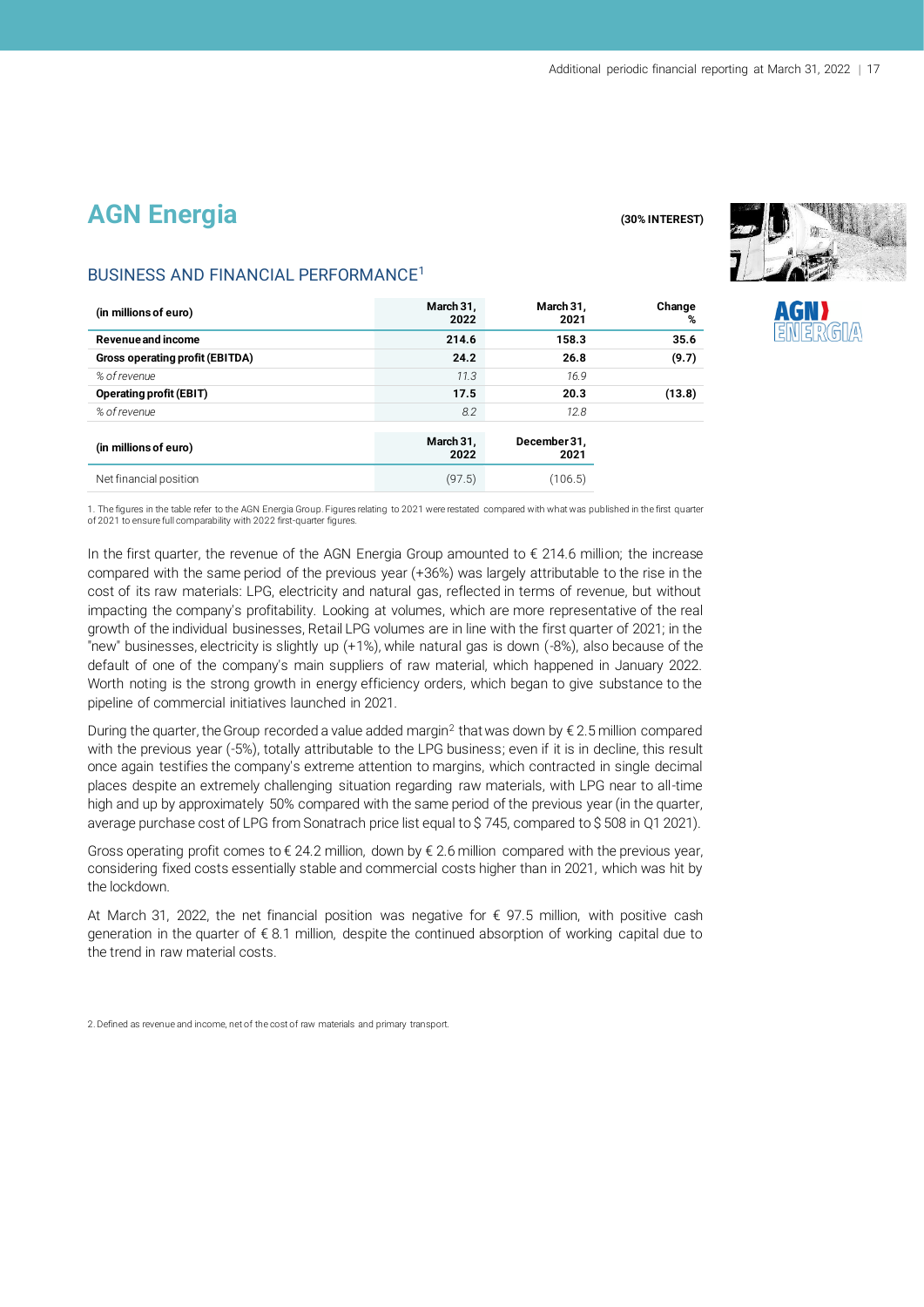# AGN Energia

**(30% INTEREST)**

## BUSINESS AND FINANCIAL PERFORMANCE[1]

| (in millions of euro) | March 31, 2022 | March 31, 2021 | Change % |
|---|---|---|---|
| **Revenue and income** | **214.6** | **158.3** | **35.6** |
| **Gross operating profit (EBITDA)** | **24.2** | **26.8** | **(9.7)** |
| *% of revenue* | *11.3* | *16.9* | |
| **Operating profit (EBIT)** | **17.5** | **20.3** | **(13.8)** |
| *% of revenue* | *8.2* | *12.8* | |

| (in millions of euro) | March 31, 2022 | December 31, 2021 |
|---|---|---|
| Net financial position | (97.5) | (106.5) |

1. The figures in the table refer to the AGN Energia Group. Figures relating to 2021 were restated compared with what was published in the first quarter of 2021 to ensure full comparability with 2022 first-quarter figures.

In the first quarter, the revenue of the AGN Energia Group amounted to € 214.6 million; the increase compared with the same period of the previous year (+36%) was largely attributable to the rise in the cost of its raw materials: LPG, electricity and natural gas, reflected in terms of revenue, but without impacting the company's profitability. Looking at volumes, which are more representative of the real growth of the individual businesses, Retail LPG volumes are in line with the first quarter of 2021; in the "new" businesses, electricity is slightly up (+1%), while natural gas is down (-8%), also because of the default of one of the company's main suppliers of raw material, which happened in January 2022. Worth noting is the strong growth in energy efficiency orders, which began to give substance to the pipeline of commercial initiatives launched in 2021.

During the quarter, the Group recorded a value added margin[2] that was down by € 2.5 million compared with the previous year (-5%), totally attributable to the LPG business; even if it is in decline, this result once again testifies the company's extreme attention to margins, which contracted in single decimal places despite an extremely challenging situation regarding raw materials, with LPG near to all-time high and up by approximately 50% compared with the same period of the previous year (in the quarter, average purchase cost of LPG from Sonatrach price list equal to $ 745, compared to $ 508 in Q1 2021).

Gross operating profit comes to € 24.2 million, down by € 2.6 million compared with the previous year, considering fixed costs essentially stable and commercial costs higher than in 2021, which was hit by the lockdown.

At March 31, 2022, the net financial position was negative for € 97.5 million, with positive cash generation in the quarter of € 8.1 million, despite the continued absorption of working capital due to the trend in raw material costs.

2. Defined as revenue and income, net of the cost of raw materials and primary transport.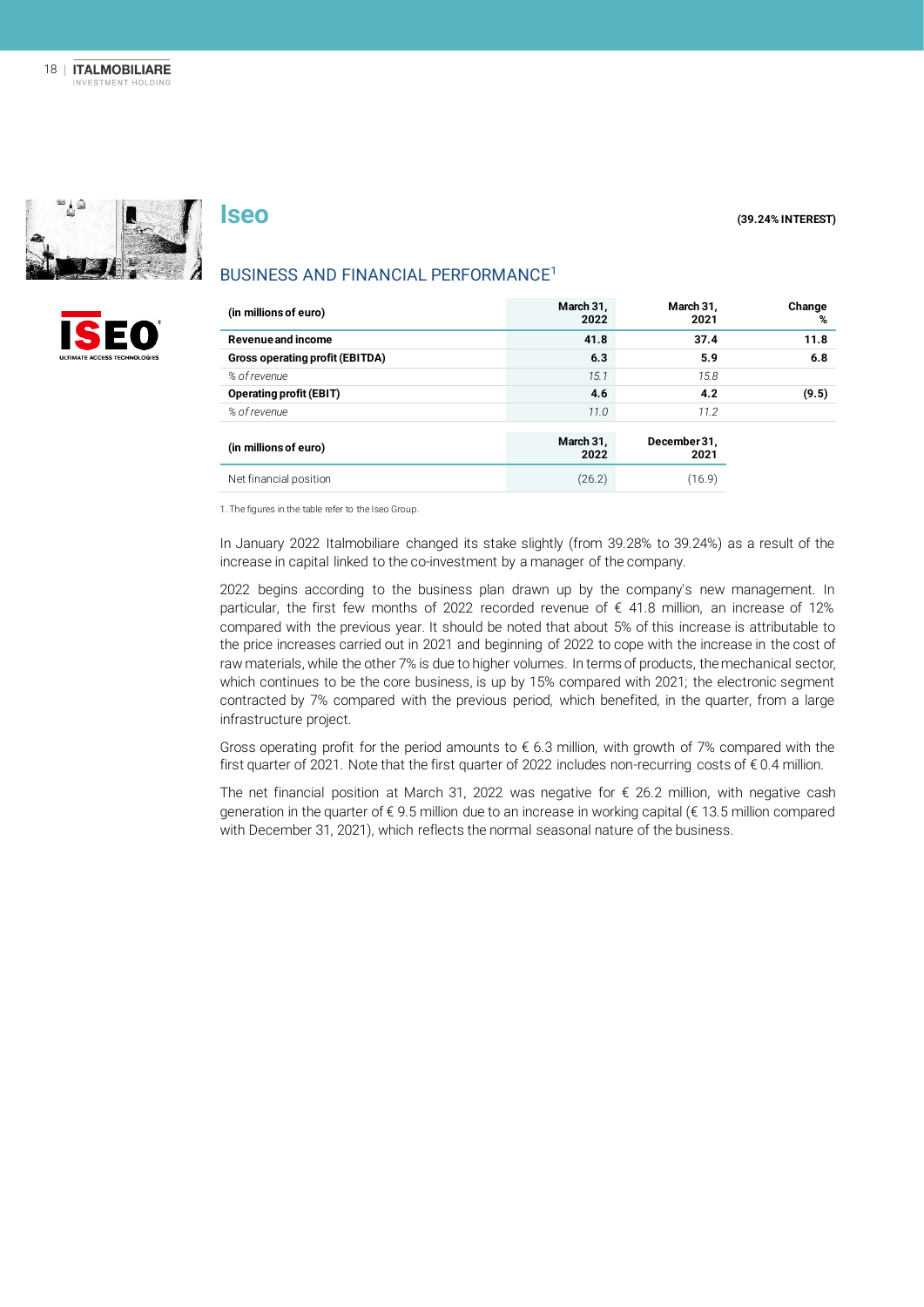# Iseo

**(39.24% INTEREST)**

## BUSINESS AND FINANCIAL PERFORMANCE[1]

| (in millions of euro) | March 31, 2022 | March 31, 2021 | Change % |
|---|---|---|---|
| **Revenue and income** | **41.8** | **37.4** | **11.8** |
| **Gross operating profit (EBITDA)** | **6.3** | **5.9** | **6.8** |
| *% of revenue* | *15.1* | *15.8* | |
| **Operating profit (EBIT)** | **4.6** | **4.2** | **(9.5)** |
| *% of revenue* | *11.0* | *11.2* | |

| (in millions of euro) | March 31, 2022 | December 31, 2021 |
|---|---|---|
| Net financial position | (26.2) | (16.9) |

1. The figures in the table refer to the Iseo Group.

In January 2022 Italmobiliare changed its stake slightly (from 39.28% to 39.24%) as a result of the increase in capital linked to the co-investment by a manager of the company.

2022 begins according to the business plan drawn up by the company's new management. In particular, the first few months of 2022 recorded revenue of € 41.8 million, an increase of 12% compared with the previous year. It should be noted that about 5% of this increase is attributable to the price increases carried out in 2021 and beginning of 2022 to cope with the increase in the cost of raw materials, while the other 7% is due to higher volumes. In terms of products, the mechanical sector, which continues to be the core business, is up by 15% compared with 2021; the electronic segment contracted by 7% compared with the previous period, which benefited, in the quarter, from a large infrastructure project.

Gross operating profit for the period amounts to € 6.3 million, with growth of 7% compared with the first quarter of 2021. Note that the first quarter of 2022 includes non-recurring costs of € 0.4 million.

The net financial position at March 31, 2022 was negative for € 26.2 million, with negative cash generation in the quarter of € 9.5 million due to an increase in working capital (€ 13.5 million compared with December 31, 2021), which reflects the normal seasonal nature of the business.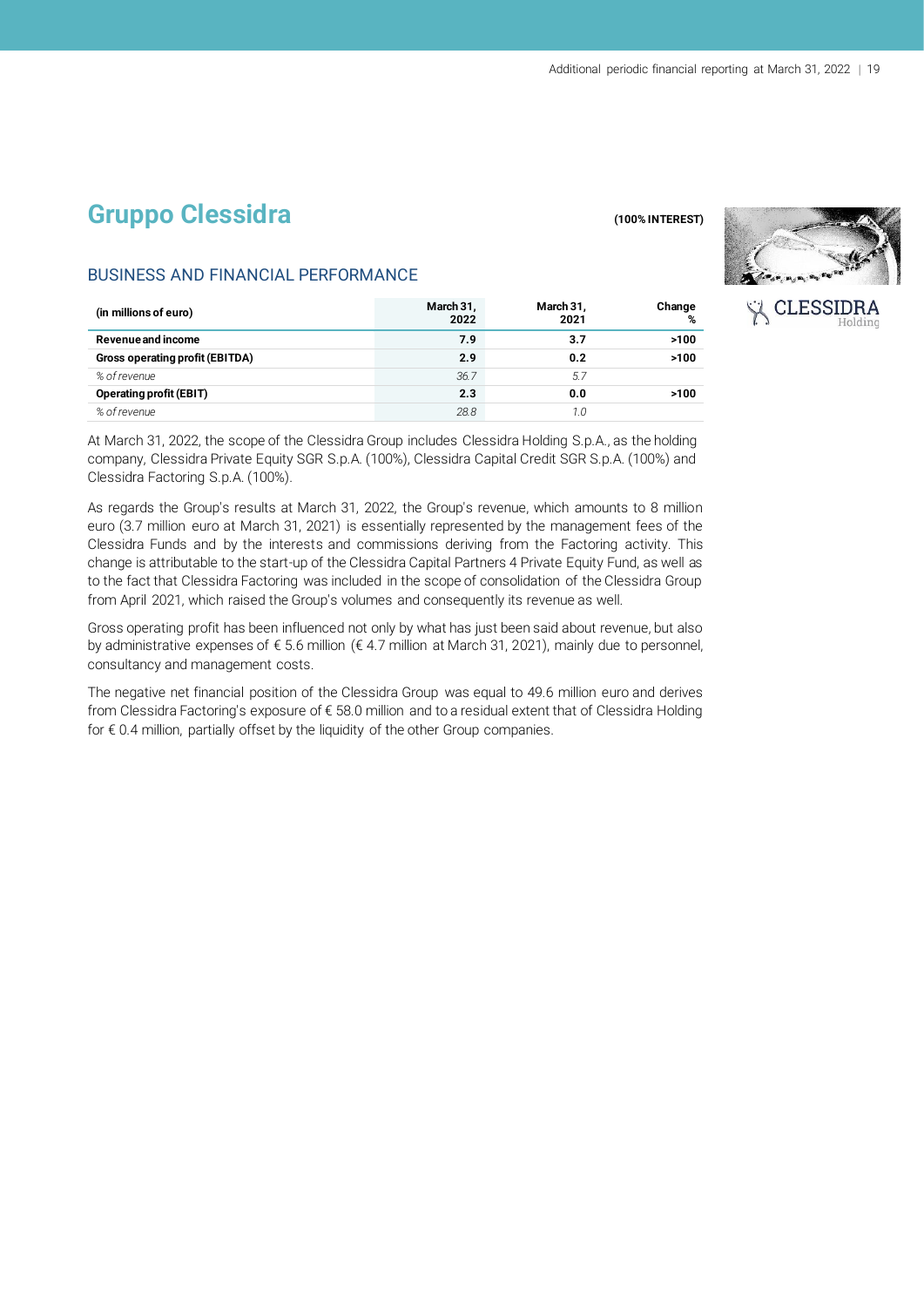# Gruppo Clessidra

**(100% INTEREST)**

## BUSINESS AND FINANCIAL PERFORMANCE

| (in millions of euro) | March 31, 2022 | March 31, 2021 | Change % |
|---|---|---|---|
| **Revenue and income** | **7.9** | **3.7** | **>100** |
| **Gross operating profit (EBITDA)** | **2.9** | **0.2** | **>100** |
| *% of revenue* | *36.7* | *5.7* | |
| **Operating profit (EBIT)** | **2.3** | **0.0** | **>100** |
| *% of revenue* | *28.8* | *1.0* | |

At March 31, 2022, the scope of the Clessidra Group includes Clessidra Holding S.p.A., as the holding company, Clessidra Private Equity SGR S.p.A. (100%), Clessidra Capital Credit SGR S.p.A. (100%) and Clessidra Factoring S.p.A. (100%).

As regards the Group's results at March 31, 2022, the Group's revenue, which amounts to 8 million euro (3.7 million euro at March 31, 2021) is essentially represented by the management fees of the Clessidra Funds and by the interests and commissions deriving from the Factoring activity. This change is attributable to the start-up of the Clessidra Capital Partners 4 Private Equity Fund, as well as to the fact that Clessidra Factoring was included in the scope of consolidation of the Clessidra Group from April 2021, which raised the Group's volumes and consequently its revenue as well.

Gross operating profit has been influenced not only by what has just been said about revenue, but also by administrative expenses of € 5.6 million (€ 4.7 million at March 31, 2021), mainly due to personnel, consultancy and management costs.

The negative net financial position of the Clessidra Group was equal to 49.6 million euro and derives from Clessidra Factoring's exposure of € 58.0 million and to a residual extent that of Clessidra Holding for € 0.4 million, partially offset by the liquidity of the other Group companies.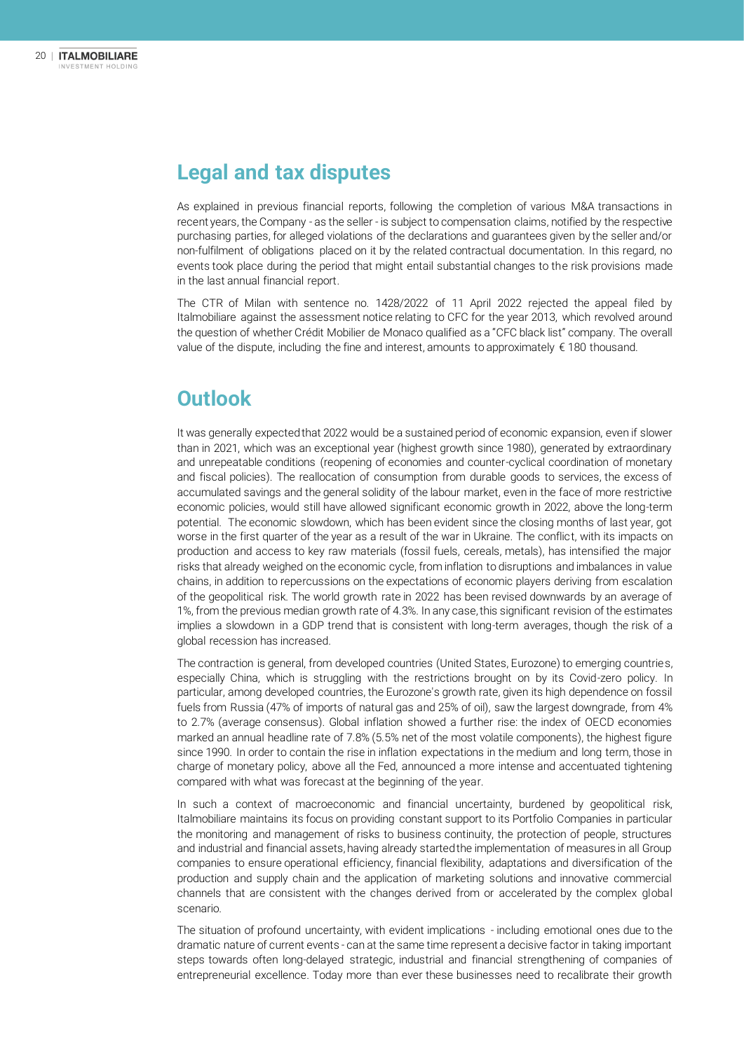## Legal and tax disputes

As explained in previous financial reports, following the completion of various M&A transactions in recent years, the Company - as the seller - is subject to compensation claims, notified by the respective purchasing parties, for alleged violations of the declarations and guarantees given by the seller and/or non-fulfilment of obligations placed on it by the related contractual documentation. In this regard, no events took place during the period that might entail substantial changes to the risk provisions made in the last annual financial report.

The CTR of Milan with sentence no. 1428/2022 of 11 April 2022 rejected the appeal filed by Italmobiliare against the assessment notice relating to CFC for the year 2013, which revolved around the question of whether Crédit Mobilier de Monaco qualified as a "CFC black list" company. The overall value of the dispute, including the fine and interest, amounts to approximately € 180 thousand.

## Outlook

It was generally expected that 2022 would be a sustained period of economic expansion, even if slower than in 2021, which was an exceptional year (highest growth since 1980), generated by extraordinary and unrepeatable conditions (reopening of economies and counter-cyclical coordination of monetary and fiscal policies). The reallocation of consumption from durable goods to services, the excess of accumulated savings and the general solidity of the labour market, even in the face of more restrictive economic policies, would still have allowed significant economic growth in 2022, above the long-term potential. The economic slowdown, which has been evident since the closing months of last year, got worse in the first quarter of the year as a result of the war in Ukraine. The conflict, with its impacts on production and access to key raw materials (fossil fuels, cereals, metals), has intensified the major risks that already weighed on the economic cycle, from inflation to disruptions and imbalances in value chains, in addition to repercussions on the expectations of economic players deriving from escalation of the geopolitical risk. The world growth rate in 2022 has been revised downwards by an average of 1%, from the previous median growth rate of 4.3%. In any case, this significant revision of the estimates implies a slowdown in a GDP trend that is consistent with long-term averages, though the risk of a global recession has increased.

The contraction is general, from developed countries (United States, Eurozone) to emerging countries, especially China, which is struggling with the restrictions brought on by its Covid-zero policy. In particular, among developed countries, the Eurozone's growth rate, given its high dependence on fossil fuels from Russia (47% of imports of natural gas and 25% of oil), saw the largest downgrade, from 4% to 2.7% (average consensus). Global inflation showed a further rise: the index of OECD economies marked an annual headline rate of 7.8% (5.5% net of the most volatile components), the highest figure since 1990. In order to contain the rise in inflation expectations in the medium and long term, those in charge of monetary policy, above all the Fed, announced a more intense and accentuated tightening compared with what was forecast at the beginning of the year.

In such a context of macroeconomic and financial uncertainty, burdened by geopolitical risk, Italmobiliare maintains its focus on providing constant support to its Portfolio Companies in particular the monitoring and management of risks to business continuity, the protection of people, structures and industrial and financial assets, having already started the implementation of measures in all Group companies to ensure operational efficiency, financial flexibility, adaptations and diversification of the production and supply chain and the application of marketing solutions and innovative commercial channels that are consistent with the changes derived from or accelerated by the complex global scenario.

The situation of profound uncertainty, with evident implications - including emotional ones due to the dramatic nature of current events - can at the same time represent a decisive factor in taking important steps towards often long-delayed strategic, industrial and financial strengthening of companies of entrepreneurial excellence. Today more than ever these businesses need to recalibrate their growth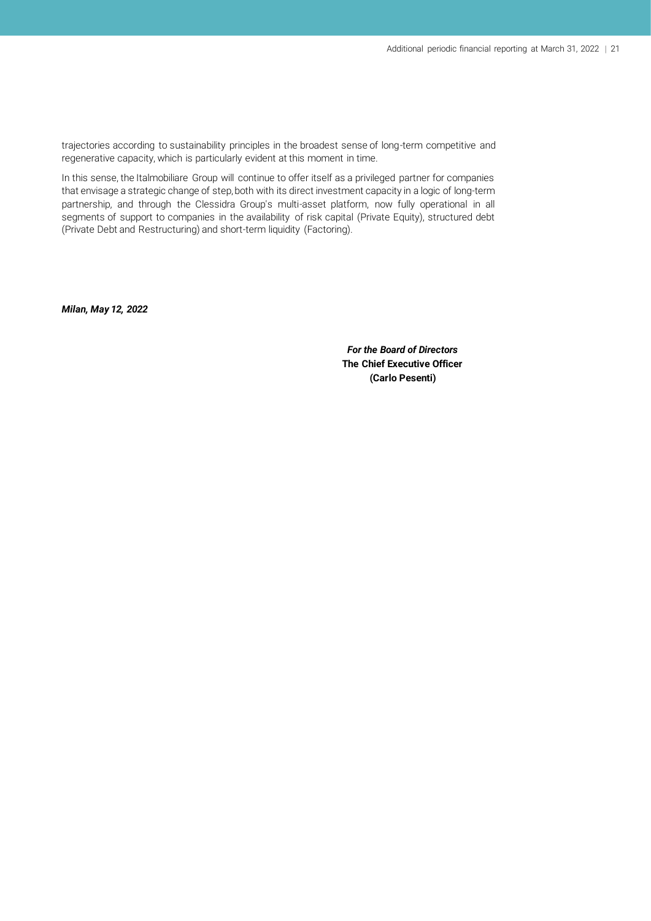trajectories according to sustainability principles in the broadest sense of long-term competitive and regenerative capacity, which is particularly evident at this moment in time.

In this sense, the Italmobiliare Group will continue to offer itself as a privileged partner for companies that envisage a strategic change of step, both with its direct investment capacity in a logic of long-term partnership, and through the Clessidra Group's multi-asset platform, now fully operational in all segments of support to companies in the availability of risk capital (Private Equity), structured debt (Private Debt and Restructuring) and short-term liquidity (Factoring).

***Milan, May 12, 2022***

***For the Board of Directors***
**The Chief Executive Officer**
**(Carlo Pesenti)**